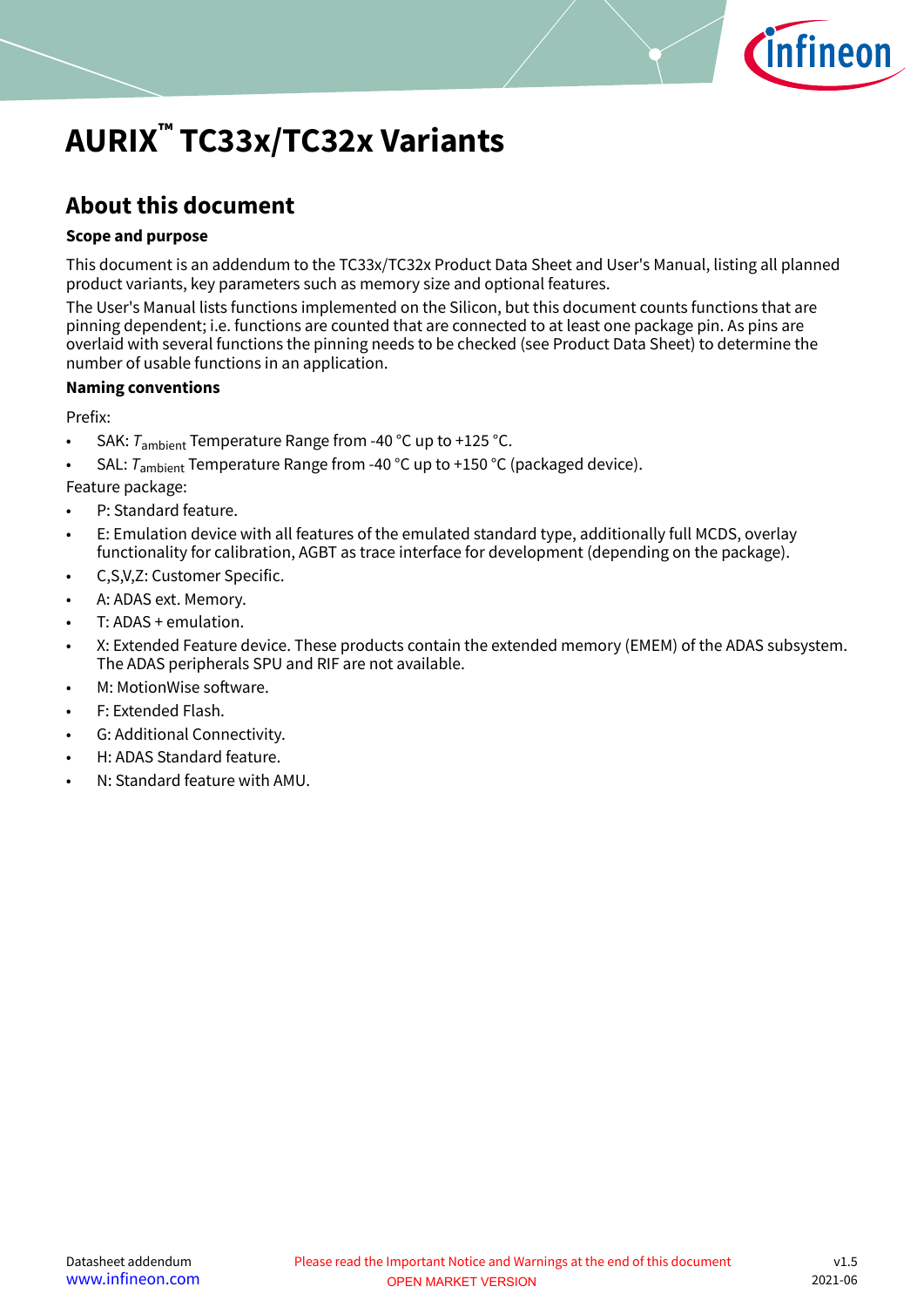# AURIX™ TC33x/TC32x Variants

## About this document

### Scope and purpose

This document is an addendum to the TC33x/TC32x Product Data Sheet and User's Manual, listing all planned product variants, key parameters such as memory size and optional features.

The User's Manual lists functions implemented on the Silicon, but this document counts functions that are pinning dependent; i.e. functions are counted that are connected to at least one package pin. As pins are overlaid with several functions the pinning needs to be checked (see Product Data Sheet) to determine the number of usable functions in an application.

### Naming conventions

Prefix:

- SAK: $T_{ambient}$ Temperature Range from -40 °C up to +125 °C.
- SAL: $T_{ambient}$ Temperature Range from -40 °C up to +150 °C (packaged device).

Feature package:

- P: Standard feature.
- E: Emulation device with all features of the emulated standard type, additionally full MCDS, overlay functionality for calibration, AGBT as trace interface for development (depending on the package).
- C,S,V,Z: Customer Specific.
- A: ADAS ext. Memory.
- T: ADAS + emulation.
- X: Extended Feature device. These products contain the extended memory (EMEM) of the ADAS subsystem. The ADAS peripherals SPU and RIF are not available.
- M: MotionWise software.
- F: Extended Flash.
- G: Additional Connectivity.
- H: ADAS Standard feature.
- N: Standard feature with AMU.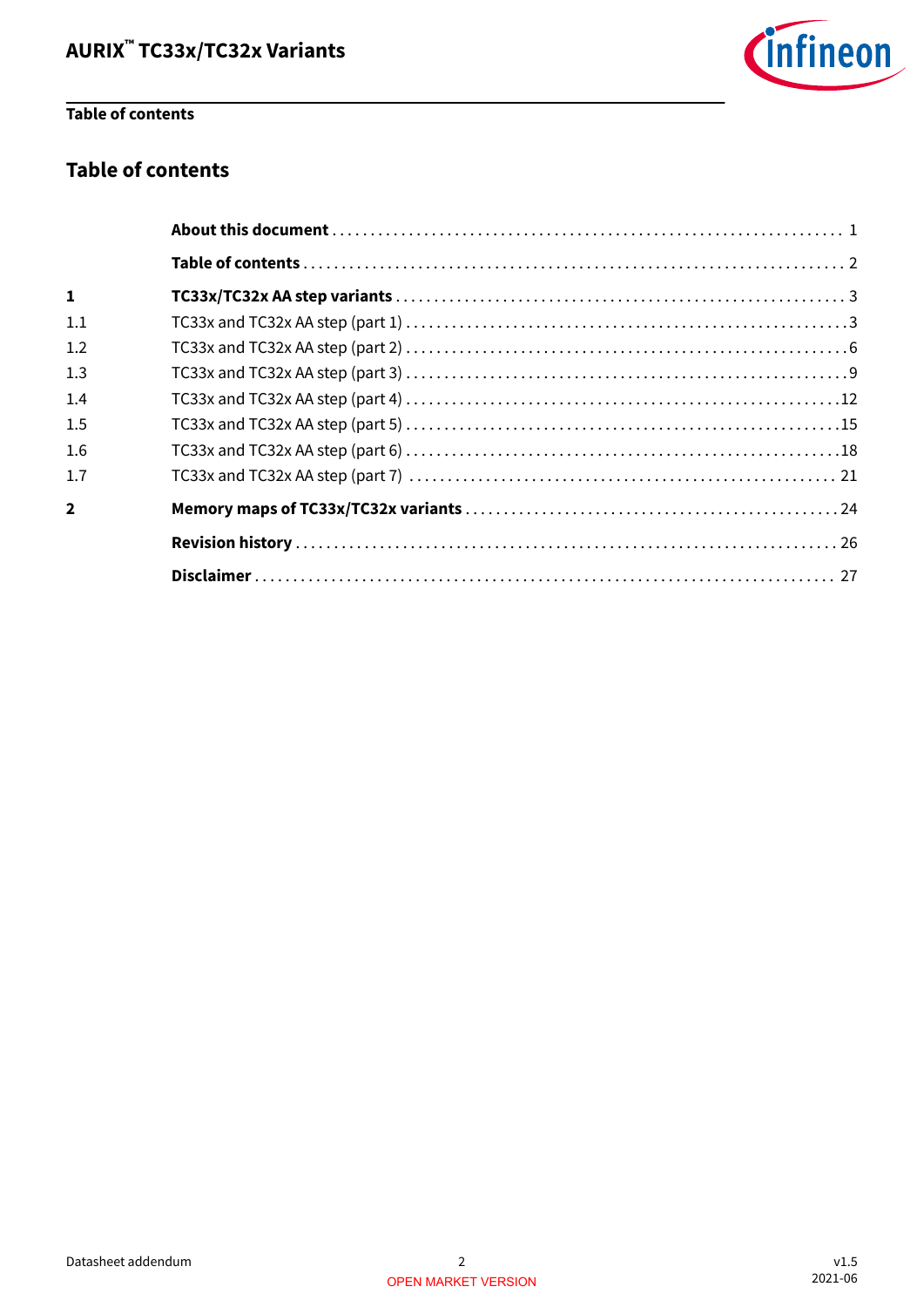# Table of contents

| | | |
|---|---|---|
| | **About this document** | 1 |
| | **Table of contents** | 2 |
| **1** | **TC33x/TC32x AA step variants** | 3 |
| 1.1 | TC33x and TC32x AA step (part 1) | 3 |
| 1.2 | TC33x and TC32x AA step (part 2) | 6 |
| 1.3 | TC33x and TC32x AA step (part 3) | 9 |
| 1.4 | TC33x and TC32x AA step (part 4) | 12 |
| 1.5 | TC33x and TC32x AA step (part 5) | 15 |
| 1.6 | TC33x and TC32x AA step (part 6) | 18 |
| 1.7 | TC33x and TC32x AA step (part 7) | 21 |
| **2** | **Memory maps of TC33x/TC32x variants** | 24 |
| | **Revision history** | 26 |
| | **Disclaimer** | 27 |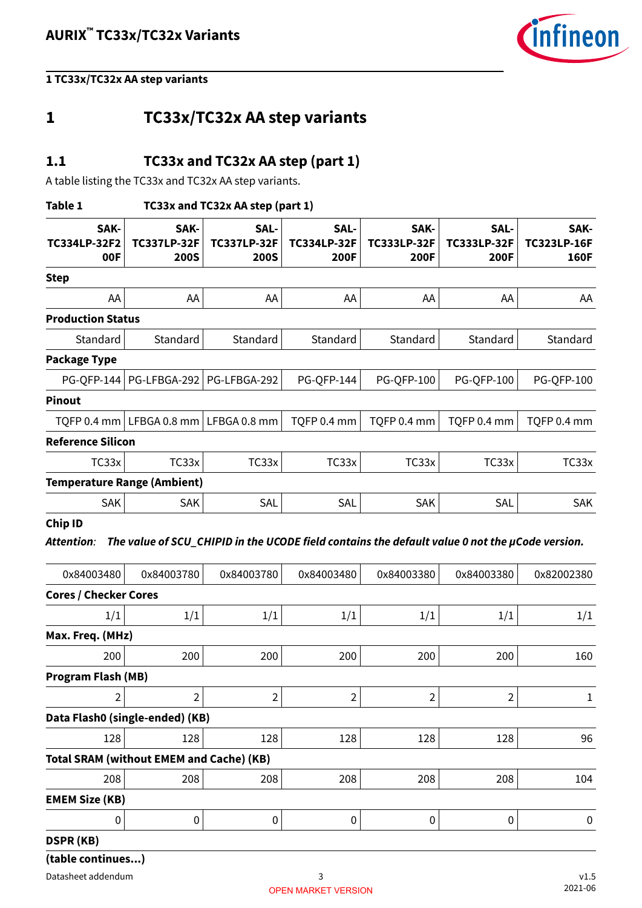# 1 TC33x/TC32x AA step variants

## 1.1 TC33x and TC32x AA step (part 1)

A table listing the TC33x and TC32x AA step variants.

**Table 1 TC33x and TC32x AA step (part 1)**

| SAK-TC334LP-32F200F | SAK-TC337LP-32F200S | SAL-TC337LP-32F200S | SAL-TC334LP-32F200F | SAK-TC333LP-32F200F | SAL-TC333LP-32F200F | SAK-TC323LP-16F160F |
|---|---|---|---|---|---|---|
| **Step** | | | | | | |
| AA | AA | AA | AA | AA | AA | AA |
| **Production Status** | | | | | | |
| Standard | Standard | Standard | Standard | Standard | Standard | Standard |
| **Package Type** | | | | | | |
| PG-QFP-144 | PG-LFBGA-292 | PG-LFBGA-292 | PG-QFP-144 | PG-QFP-100 | PG-QFP-100 | PG-QFP-100 |
| **Pinout** | | | | | | |
| TQFP 0.4 mm | LFBGA 0.8 mm | LFBGA 0.8 mm | TQFP 0.4 mm | TQFP 0.4 mm | TQFP 0.4 mm | TQFP 0.4 mm |
| **Reference Silicon** | | | | | | |
| TC33x | TC33x | TC33x | TC33x | TC33x | TC33x | TC33x |
| **Temperature Range (Ambient)** | | | | | | |
| SAK | SAK | SAL | SAL | SAK | SAL | SAK |
| **Chip ID** | | | | | | |
| *Attention: The value of SCU_CHIPID in the UCODE field contains the default value 0 not the µCode version.* | | | | | | |
| 0x84003480 | 0x84003780 | 0x84003780 | 0x84003480 | 0x84003380 | 0x84003380 | 0x82002380 |
| **Cores / Checker Cores** | | | | | | |
| 1/1 | 1/1 | 1/1 | 1/1 | 1/1 | 1/1 | 1/1 |
| **Max. Freq. (MHz)** | | | | | | |
| 200 | 200 | 200 | 200 | 200 | 200 | 160 |
| **Program Flash (MB)** | | | | | | |
| 2 | 2 | 2 | 2 | 2 | 2 | 1 |
| **Data Flash0 (single-ended) (KB)** | | | | | | |
| 128 | 128 | 128 | 128 | 128 | 128 | 96 |
| **Total SRAM (without EMEM and Cache) (KB)** | | | | | | |
| 208 | 208 | 208 | 208 | 208 | 208 | 104 |
| **EMEM Size (KB)** | | | | | | |
| 0 | 0 | 0 | 0 | 0 | 0 | 0 |
| **DSPR (KB)** | | | | | | |

**(table continues...)**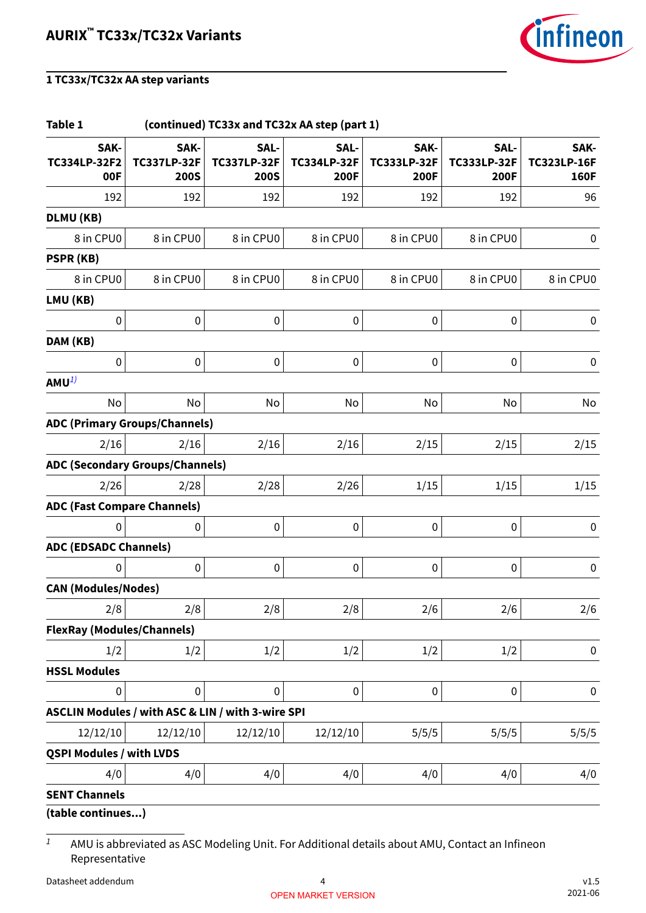## 1 TC33x/TC32x AA step variants

**Table 1 (continued) TC33x and TC32x AA step (part 1)**

| SAK-TC334LP-32F200F | SAK-TC337LP-32F200S | SAL-TC337LP-32F200S | SAL-TC334LP-32F200F | SAK-TC333LP-32F200F | SAL-TC333LP-32F200F | SAK-TC323LP-16F160F |
|---|---|---|---|---|---|---|
| 192 | 192 | 192 | 192 | 192 | 192 | 96 |
| **DLMU (KB)** | | | | | | |
| 8 in CPU0 | 8 in CPU0 | 8 in CPU0 | 8 in CPU0 | 8 in CPU0 | 8 in CPU0 | 0 |
| **PSPR (KB)** | | | | | | |
| 8 in CPU0 | 8 in CPU0 | 8 in CPU0 | 8 in CPU0 | 8 in CPU0 | 8 in CPU0 | 8 in CPU0 |
| **LMU (KB)** | | | | | | |
| 0 | 0 | 0 | 0 | 0 | 0 | 0 |
| **DAM (KB)** | | | | | | |
| 0 | 0 | 0 | 0 | 0 | 0 | 0 |
| **AMU**[1] | | | | | | |
| No | No | No | No | No | No | No |
| **ADC (Primary Groups/Channels)** | | | | | | |
| 2/16 | 2/16 | 2/16 | 2/16 | 2/15 | 2/15 | 2/15 |
| **ADC (Secondary Groups/Channels)** | | | | | | |
| 2/26 | 2/28 | 2/28 | 2/26 | 1/15 | 1/15 | 1/15 |
| **ADC (Fast Compare Channels)** | | | | | | |
| 0 | 0 | 0 | 0 | 0 | 0 | 0 |
| **ADC (EDSADC Channels)** | | | | | | |
| 0 | 0 | 0 | 0 | 0 | 0 | 0 |
| **CAN (Modules/Nodes)** | | | | | | |
| 2/8 | 2/8 | 2/8 | 2/8 | 2/6 | 2/6 | 2/6 |
| **FlexRay (Modules/Channels)** | | | | | | |
| 1/2 | 1/2 | 1/2 | 1/2 | 1/2 | 1/2 | 0 |
| **HSSL Modules** | | | | | | |
| 0 | 0 | 0 | 0 | 0 | 0 | 0 |
| **ASCLIN Modules / with ASC & LIN / with 3-wire SPI** | | | | | | |
| 12/12/10 | 12/12/10 | 12/12/10 | 12/12/10 | 5/5/5 | 5/5/5 | 5/5/5 |
| **QSPI Modules / with LVDS** | | | | | | |
| 4/0 | 4/0 | 4/0 | 4/0 | 4/0 | 4/0 | 4/0 |
| **SENT Channels** | | | | | | |

**(table continues...)**

[1] AMU is abbreviated as ASC Modeling Unit. For Additional details about AMU, Contact an Infineon Representative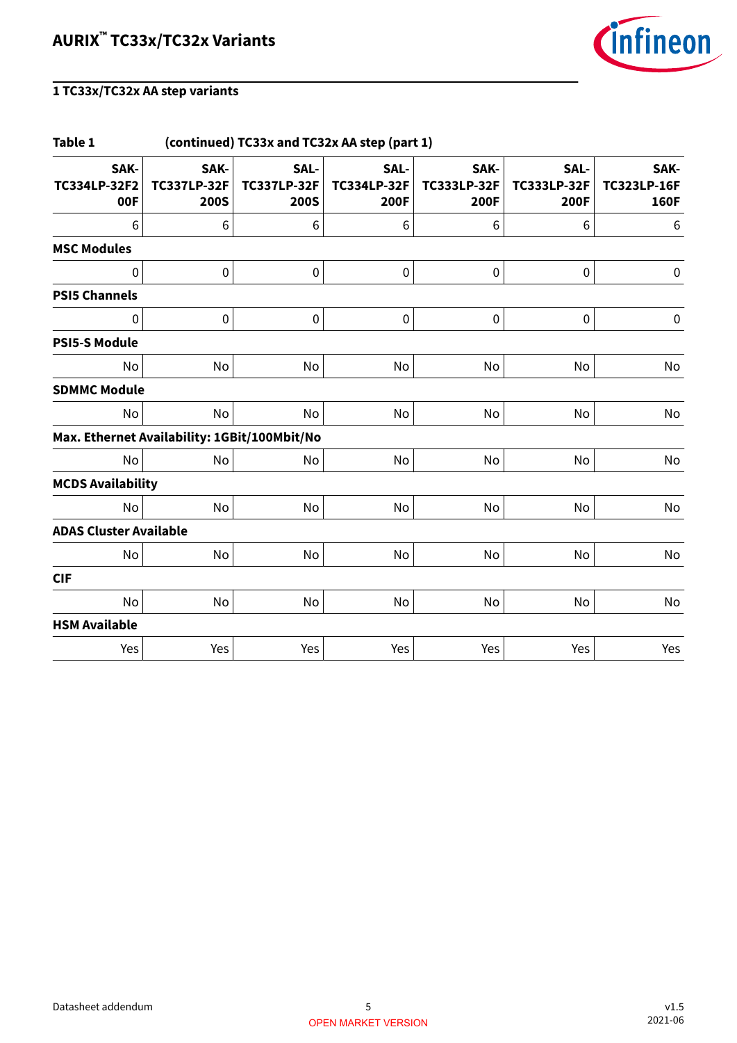## 1 TC33x/TC32x AA step variants

**Table 1 (continued) TC33x and TC32x AA step (part 1)**

| SAK-TC334LP-32F200F | SAK-TC337LP-32F200S | SAL-TC337LP-32F200S | SAL-TC334LP-32F200F | SAK-TC333LP-32F200F | SAL-TC333LP-32F200F | SAK-TC323LP-16F160F |
|---|---|---|---|---|---|---|
| 6 | 6 | 6 | 6 | 6 | 6 | 6 |
| **MSC Modules** | | | | | | |
| 0 | 0 | 0 | 0 | 0 | 0 | 0 |
| **PSI5 Channels** | | | | | | |
| 0 | 0 | 0 | 0 | 0 | 0 | 0 |
| **PSI5-S Module** | | | | | | |
| No | No | No | No | No | No | No |
| **SDMMC Module** | | | | | | |
| No | No | No | No | No | No | No |
| **Max. Ethernet Availability: 1GBit/100Mbit/No** | | | | | | |
| No | No | No | No | No | No | No |
| **MCDS Availability** | | | | | | |
| No | No | No | No | No | No | No |
| **ADAS Cluster Available** | | | | | | |
| No | No | No | No | No | No | No |
| **CIF** | | | | | | |
| No | No | No | No | No | No | No |
| **HSM Available** | | | | | | |
| Yes | Yes | Yes | Yes | Yes | Yes | Yes |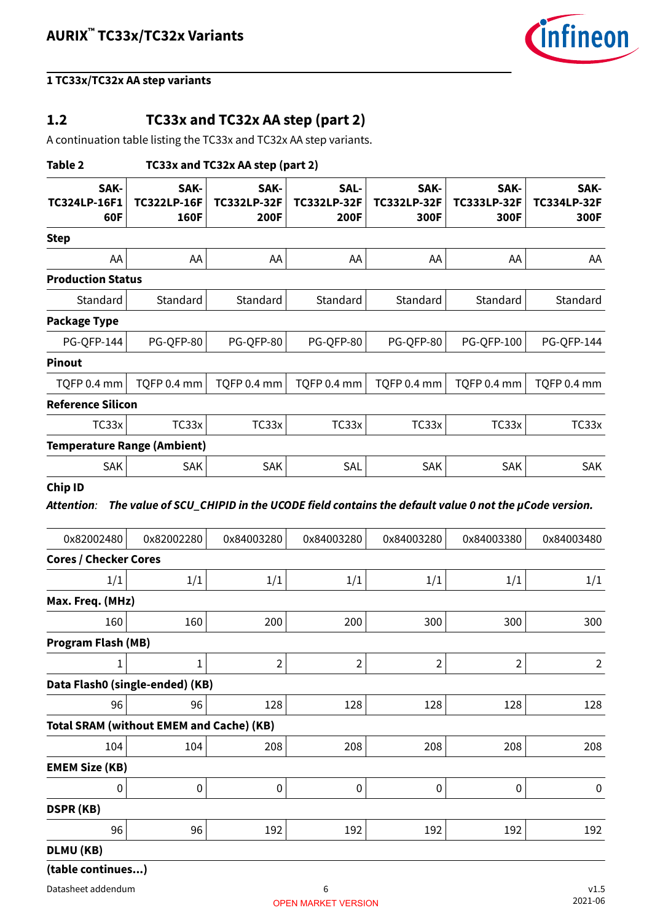## 1 TC33x/TC32x AA step variants

## 1.2 TC33x and TC32x AA step (part 2)

A continuation table listing the TC33x and TC32x AA step variants.

**Table 2 TC33x and TC32x AA step (part 2)**

| SAK-TC324LP-16F160F | SAK-TC322LP-16F160F | SAK-TC332LP-32F200F | SAL-TC332LP-32F200F | SAK-TC332LP-32F300F | SAK-TC333LP-32F300F | SAK-TC334LP-32F300F |
|---|---|---|---|---|---|---|
| **Step** | | | | | | |
| AA | AA | AA | AA | AA | AA | AA |
| **Production Status** | | | | | | |
| Standard | Standard | Standard | Standard | Standard | Standard | Standard |
| **Package Type** | | | | | | |
| PG-QFP-144 | PG-QFP-80 | PG-QFP-80 | PG-QFP-80 | PG-QFP-80 | PG-QFP-100 | PG-QFP-144 |
| **Pinout** | | | | | | |
| TQFP 0.4 mm | TQFP 0.4 mm | TQFP 0.4 mm | TQFP 0.4 mm | TQFP 0.4 mm | TQFP 0.4 mm | TQFP 0.4 mm |
| **Reference Silicon** | | | | | | |
| TC33x | TC33x | TC33x | TC33x | TC33x | TC33x | TC33x |
| **Temperature Range (Ambient)** | | | | | | |
| SAK | SAK | SAK | SAL | SAK | SAK | SAK |
| **Chip ID** *Attention: The value of SCU_CHIPID in the UCODE field contains the default value 0 not the µCode version.* | | | | | | |
| 0x82002480 | 0x82002280 | 0x84003280 | 0x84003280 | 0x84003280 | 0x84003380 | 0x84003480 |
| **Cores / Checker Cores** | | | | | | |
| 1/1 | 1/1 | 1/1 | 1/1 | 1/1 | 1/1 | 1/1 |
| **Max. Freq. (MHz)** | | | | | | |
| 160 | 160 | 200 | 200 | 300 | 300 | 300 |
| **Program Flash (MB)** | | | | | | |
| 1 | 1 | 2 | 2 | 2 | 2 | 2 |
| **Data Flash0 (single-ended) (KB)** | | | | | | |
| 96 | 96 | 128 | 128 | 128 | 128 | 128 |
| **Total SRAM (without EMEM and Cache) (KB)** | | | | | | |
| 104 | 104 | 208 | 208 | 208 | 208 | 208 |
| **EMEM Size (KB)** | | | | | | |
| 0 | 0 | 0 | 0 | 0 | 0 | 0 |
| **DSPR (KB)** | | | | | | |
| 96 | 96 | 192 | 192 | 192 | 192 | 192 |
| **DLMU (KB)** | | | | | | |

**(table continues...)**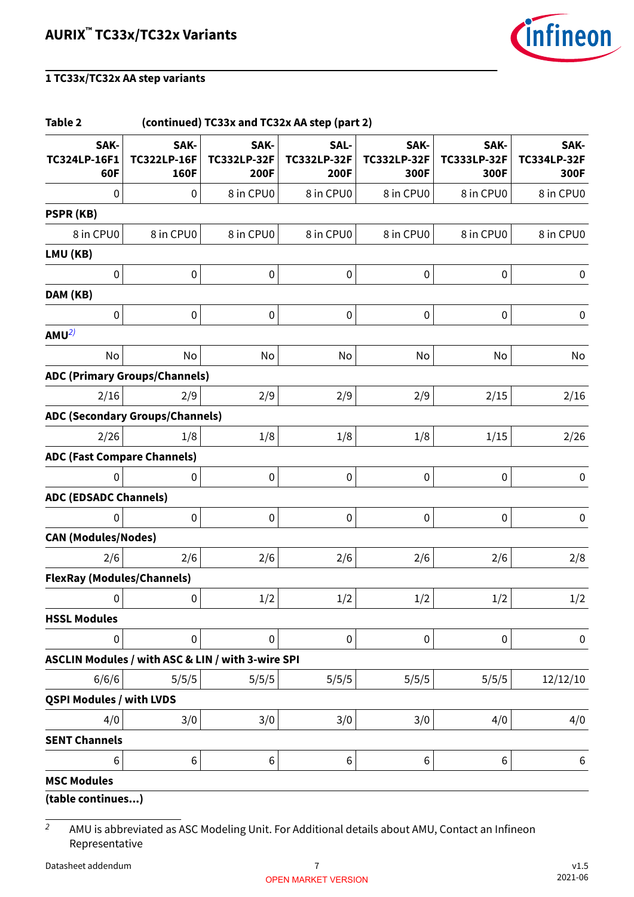## 1 TC33x/TC32x AA step variants

**Table 2 (continued) TC33x and TC32x AA step (part 2)**

| SAK-TC324LP-16F160F | SAK-TC322LP-16F160F | SAK-TC332LP-32F200F | SAL-TC332LP-32F200F | SAK-TC332LP-32F300F | SAK-TC333LP-32F300F | SAK-TC334LP-32F300F |
|---|---|---|---|---|---|---|
| 0 | 0 | 8 in CPU0 | 8 in CPU0 | 8 in CPU0 | 8 in CPU0 | 8 in CPU0 |
| **PSPR (KB)** | | | | | | |
| 8 in CPU0 | 8 in CPU0 | 8 in CPU0 | 8 in CPU0 | 8 in CPU0 | 8 in CPU0 | 8 in CPU0 |
| **LMU (KB)** | | | | | | |
| 0 | 0 | 0 | 0 | 0 | 0 | 0 |
| **DAM (KB)** | | | | | | |
| 0 | 0 | 0 | 0 | 0 | 0 | 0 |
| **AMU**[2] | | | | | | |
| No | No | No | No | No | No | No |
| **ADC (Primary Groups/Channels)** | | | | | | |
| 2/16 | 2/9 | 2/9 | 2/9 | 2/9 | 2/15 | 2/16 |
| **ADC (Secondary Groups/Channels)** | | | | | | |
| 2/26 | 1/8 | 1/8 | 1/8 | 1/8 | 1/15 | 2/26 |
| **ADC (Fast Compare Channels)** | | | | | | |
| 0 | 0 | 0 | 0 | 0 | 0 | 0 |
| **ADC (EDSADC Channels)** | | | | | | |
| 0 | 0 | 0 | 0 | 0 | 0 | 0 |
| **CAN (Modules/Nodes)** | | | | | | |
| 2/6 | 2/6 | 2/6 | 2/6 | 2/6 | 2/6 | 2/8 |
| **FlexRay (Modules/Channels)** | | | | | | |
| 0 | 0 | 1/2 | 1/2 | 1/2 | 1/2 | 1/2 |
| **HSSL Modules** | | | | | | |
| 0 | 0 | 0 | 0 | 0 | 0 | 0 |
| **ASCLIN Modules / with ASC & LIN / with 3-wire SPI** | | | | | | |
| 6/6/6 | 5/5/5 | 5/5/5 | 5/5/5 | 5/5/5 | 5/5/5 | 12/12/10 |
| **QSPI Modules / with LVDS** | | | | | | |
| 4/0 | 3/0 | 3/0 | 3/0 | 3/0 | 4/0 | 4/0 |
| **SENT Channels** | | | | | | |
| 6 | 6 | 6 | 6 | 6 | 6 | 6 |
| **MSC Modules** | | | | | | |

**(table continues...)**

[2] AMU is abbreviated as ASC Modeling Unit. For Additional details about AMU, Contact an Infineon Representative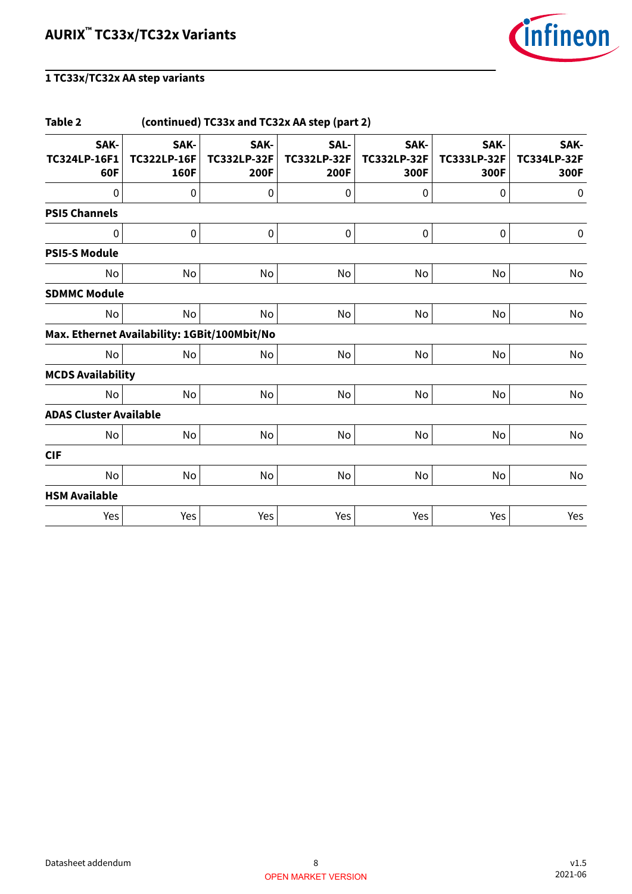## 1 TC33x/TC32x AA step variants

**Table 2 (continued) TC33x and TC32x AA step (part 2)**

| SAK-TC324LP-16F160F | SAK-TC322LP-16F160F | SAK-TC332LP-32F200F | SAL-TC332LP-32F200F | SAK-TC332LP-32F300F | SAK-TC333LP-32F300F | SAK-TC334LP-32F300F |
|---|---|---|---|---|---|---|
| 0 | 0 | 0 | 0 | 0 | 0 | 0 |
| **PSI5 Channels** | | | | | | |
| 0 | 0 | 0 | 0 | 0 | 0 | 0 |
| **PSI5-S Module** | | | | | | |
| No | No | No | No | No | No | No |
| **SDMMC Module** | | | | | | |
| No | No | No | No | No | No | No |
| **Max. Ethernet Availability: 1GBit/100Mbit/No** | | | | | | |
| No | No | No | No | No | No | No |
| **MCDS Availability** | | | | | | |
| No | No | No | No | No | No | No |
| **ADAS Cluster Available** | | | | | | |
| No | No | No | No | No | No | No |
| **CIF** | | | | | | |
| No | No | No | No | No | No | No |
| **HSM Available** | | | | | | |
| Yes | Yes | Yes | Yes | Yes | Yes | Yes |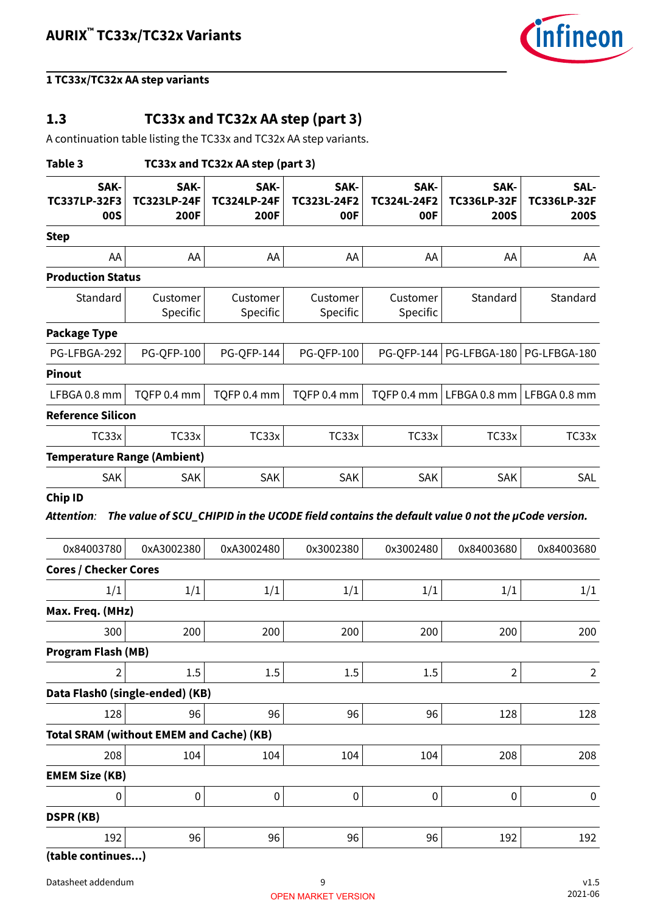## 1.3 TC33x and TC32x AA step (part 3)

A continuation table listing the TC33x and TC32x AA step variants.

**Table 3 TC33x and TC32x AA step (part 3)**

| SAK-TC337LP-32F300S | SAK-TC323LP-24F200F | SAK-TC324LP-24F200F | SAK-TC323L-24F200F | SAK-TC324L-24F200F | SAK-TC336LP-32F200S | SAL-TC336LP-32F200S |
|---|---|---|---|---|---|---|
| **Step** | | | | | | |
| AA | AA | AA | AA | AA | AA | AA |
| **Production Status** | | | | | | |
| Standard | Customer Specific | Customer Specific | Customer Specific | Customer Specific | Standard | Standard |
| **Package Type** | | | | | | |
| PG-LFBGA-292 | PG-QFP-100 | PG-QFP-144 | PG-QFP-100 | PG-QFP-144 | PG-LFBGA-180 | PG-LFBGA-180 |
| **Pinout** | | | | | | |
| LFBGA 0.8 mm | TQFP 0.4 mm | TQFP 0.4 mm | TQFP 0.4 mm | TQFP 0.4 mm | LFBGA 0.8 mm | LFBGA 0.8 mm |
| **Reference Silicon** | | | | | | |
| TC33x | TC33x | TC33x | TC33x | TC33x | TC33x | TC33x |
| **Temperature Range (Ambient)** | | | | | | |
| SAK | SAK | SAK | SAK | SAK | SAK | SAL |
| **Chip ID** | | | | | | |
| *Attention: The value of SCU_CHIPID in the UCODE field contains the default value 0 not the µCode version.* | | | | | | |
| 0x84003780 | 0xA3002380 | 0xA3002480 | 0x3002380 | 0x3002480 | 0x84003680 | 0x84003680 |
| **Cores / Checker Cores** | | | | | | |
| 1/1 | 1/1 | 1/1 | 1/1 | 1/1 | 1/1 | 1/1 |
| **Max. Freq. (MHz)** | | | | | | |
| 300 | 200 | 200 | 200 | 200 | 200 | 200 |
| **Program Flash (MB)** | | | | | | |
| 2 | 1.5 | 1.5 | 1.5 | 1.5 | 2 | 2 |
| **Data Flash0 (single-ended) (KB)** | | | | | | |
| 128 | 96 | 96 | 96 | 96 | 128 | 128 |
| **Total SRAM (without EMEM and Cache) (KB)** | | | | | | |
| 208 | 104 | 104 | 104 | 104 | 208 | 208 |
| **EMEM Size (KB)** | | | | | | |
| 0 | 0 | 0 | 0 | 0 | 0 | 0 |
| **DSPR (KB)** | | | | | | |
| 192 | 96 | 96 | 96 | 96 | 192 | 192 |

**(table continues...)**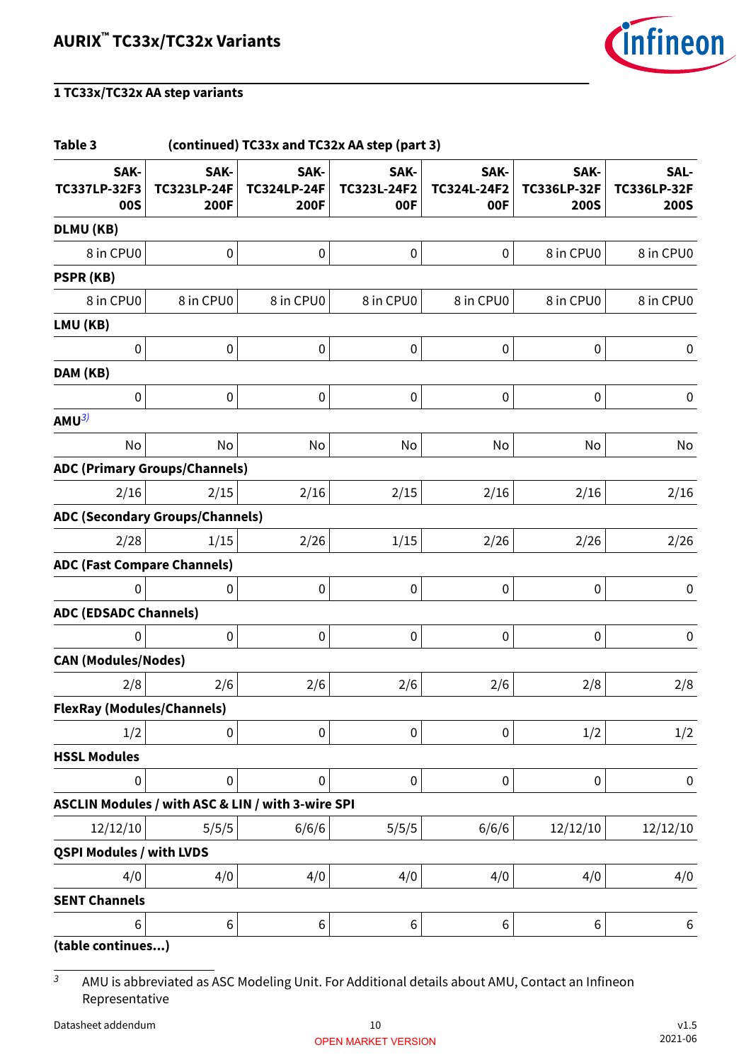## 1 TC33x/TC32x AA step variants

**Table 3 (continued) TC33x and TC32x AA step (part 3)**

| SAK-TC337LP-32F300S | SAK-TC323LP-24F200F | SAK-TC324LP-24F200F | SAK-TC323L-24F200F | SAK-TC324L-24F200F | SAK-TC336LP-32F200S | SAL-TC336LP-32F200S |
|---|---|---|---|---|---|---|
| **DLMU (KB)** | | | | | | |
| 8 in CPU0 | 0 | 0 | 0 | 0 | 8 in CPU0 | 8 in CPU0 |
| **PSPR (KB)** | | | | | | |
| 8 in CPU0 | 8 in CPU0 | 8 in CPU0 | 8 in CPU0 | 8 in CPU0 | 8 in CPU0 | 8 in CPU0 |
| **LMU (KB)** | | | | | | |
| 0 | 0 | 0 | 0 | 0 | 0 | 0 |
| **DAM (KB)** | | | | | | |
| 0 | 0 | 0 | 0 | 0 | 0 | 0 |
| **AMU**[3] | | | | | | |
| No | No | No | No | No | No | No |
| **ADC (Primary Groups/Channels)** | | | | | | |
| 2/16 | 2/15 | 2/16 | 2/15 | 2/16 | 2/16 | 2/16 |
| **ADC (Secondary Groups/Channels)** | | | | | | |
| 2/28 | 1/15 | 2/26 | 1/15 | 2/26 | 2/26 | 2/26 |
| **ADC (Fast Compare Channels)** | | | | | | |
| 0 | 0 | 0 | 0 | 0 | 0 | 0 |
| **ADC (EDSADC Channels)** | | | | | | |
| 0 | 0 | 0 | 0 | 0 | 0 | 0 |
| **CAN (Modules/Nodes)** | | | | | | |
| 2/8 | 2/6 | 2/6 | 2/6 | 2/6 | 2/8 | 2/8 |
| **FlexRay (Modules/Channels)** | | | | | | |
| 1/2 | 0 | 0 | 0 | 0 | 1/2 | 1/2 |
| **HSSL Modules** | | | | | | |
| 0 | 0 | 0 | 0 | 0 | 0 | 0 |
| **ASCLIN Modules / with ASC & LIN / with 3-wire SPI** | | | | | | |
| 12/12/10 | 5/5/5 | 6/6/6 | 5/5/5 | 6/6/6 | 12/12/10 | 12/12/10 |
| **QSPI Modules / with LVDS** | | | | | | |
| 4/0 | 4/0 | 4/0 | 4/0 | 4/0 | 4/0 | 4/0 |
| **SENT Channels** | | | | | | |
| 6 | 6 | 6 | 6 | 6 | 6 | 6 |

**(table continues...)**

[3] AMU is abbreviated as ASC Modeling Unit. For Additional details about AMU, Contact an Infineon Representative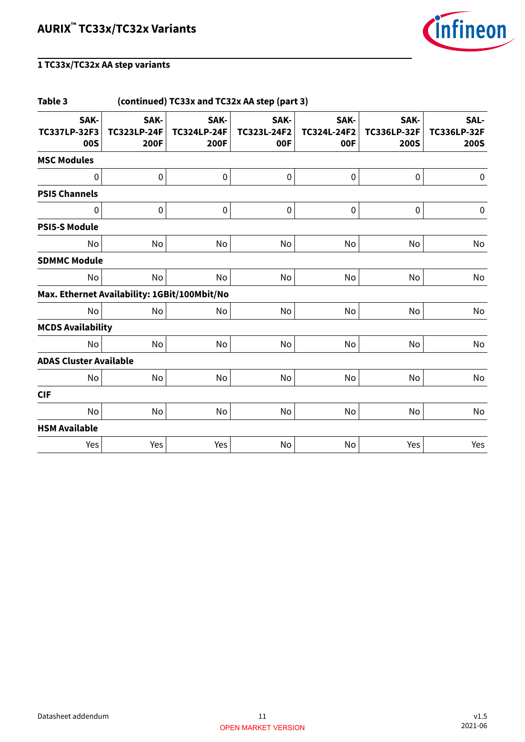## 1 TC33x/TC32x AA step variants

**Table 3 (continued) TC33x and TC32x AA step (part 3)**

| SAK-TC337LP-32F300S | SAK-TC323LP-24F200F | SAK-TC324LP-24F200F | SAK-TC323L-24F200F | SAK-TC324L-24F200F | SAK-TC336LP-32F200S | SAL-TC336LP-32F200S |
|---:|---:|---:|---:|---:|---:|---:|
| **MSC Modules** | | | | | | |
| 0 | 0 | 0 | 0 | 0 | 0 | 0 |
| **PSI5 Channels** | | | | | | |
| 0 | 0 | 0 | 0 | 0 | 0 | 0 |
| **PSI5-S Module** | | | | | | |
| No | No | No | No | No | No | No |
| **SDMMC Module** | | | | | | |
| No | No | No | No | No | No | No |
| **Max. Ethernet Availability: 1GBit/100Mbit/No** | | | | | | |
| No | No | No | No | No | No | No |
| **MCDS Availability** | | | | | | |
| No | No | No | No | No | No | No |
| **ADAS Cluster Available** | | | | | | |
| No | No | No | No | No | No | No |
| **CIF** | | | | | | |
| No | No | No | No | No | No | No |
| **HSM Available** | | | | | | |
| Yes | Yes | Yes | No | No | Yes | Yes |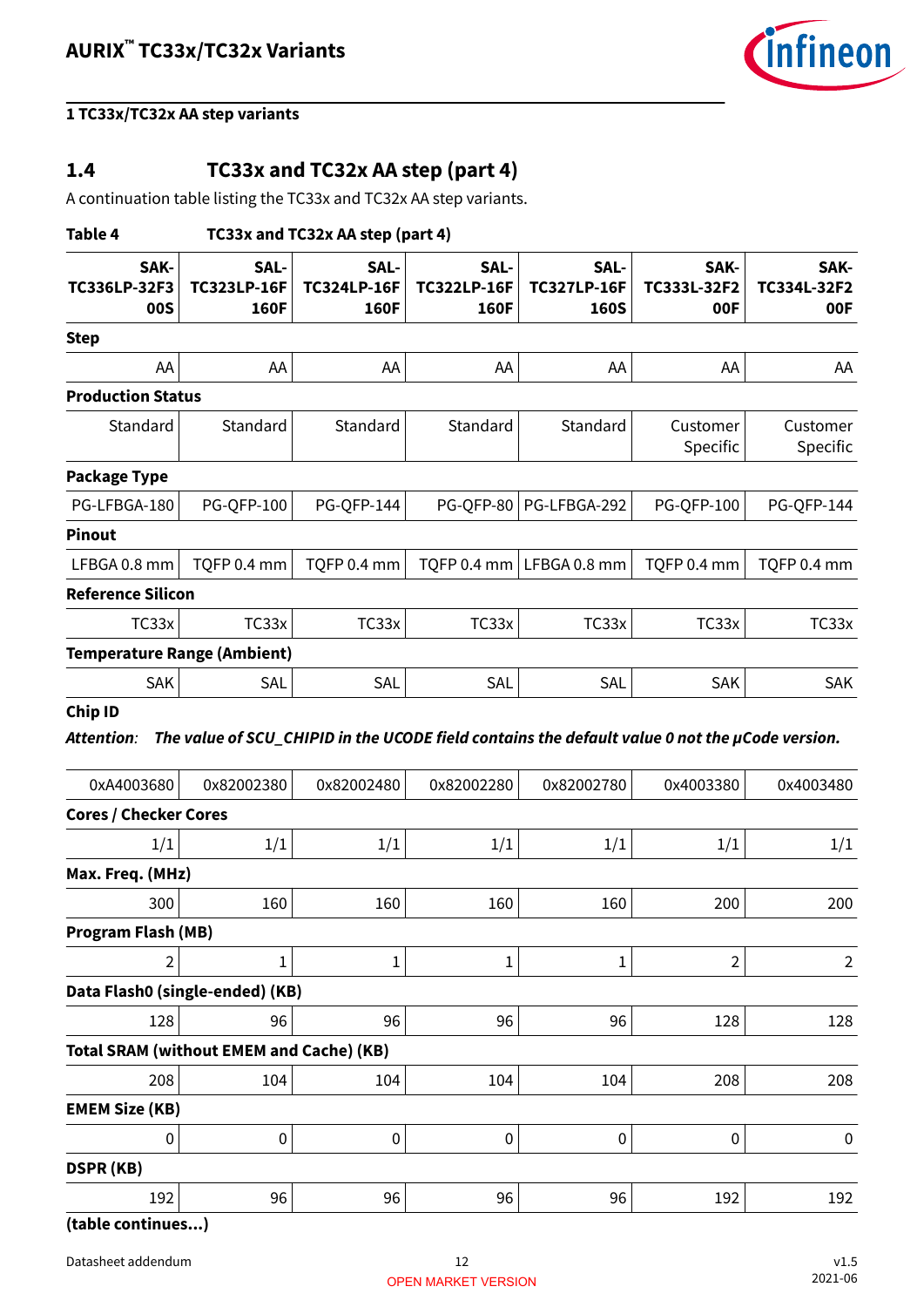## 1 TC33x/TC32x AA step variants

## 1.4 TC33x and TC32x AA step (part 4)

A continuation table listing the TC33x and TC32x AA step variants.

**Table 4 TC33x and TC32x AA step (part 4)**

| SAK-TC336LP-32F300S | SAL-TC323LP-16F160F | SAL-TC324LP-16F160F | SAL-TC322LP-16F160F | SAL-TC327LP-16F160S | SAK-TC333L-32F200F | SAK-TC334L-32F200F |
|---|---|---|---|---|---|---|
| **Step** | | | | | | |
| AA | AA | AA | AA | AA | AA | AA |
| **Production Status** | | | | | | |
| Standard | Standard | Standard | Standard | Standard | Customer Specific | Customer Specific |
| **Package Type** | | | | | | |
| PG-LFBGA-180 | PG-QFP-100 | PG-QFP-144 | PG-QFP-80 | PG-LFBGA-292 | PG-QFP-100 | PG-QFP-144 |
| **Pinout** | | | | | | |
| LFBGA 0.8 mm | TQFP 0.4 mm | TQFP 0.4 mm | TQFP 0.4 mm | LFBGA 0.8 mm | TQFP 0.4 mm | TQFP 0.4 mm |
| **Reference Silicon** | | | | | | |
| TC33x | TC33x | TC33x | TC33x | TC33x | TC33x | TC33x |
| **Temperature Range (Ambient)** | | | | | | |
| SAK | SAL | SAL | SAL | SAL | SAK | SAK |
| **Chip ID** | | | | | | |
| *Attention: The value of SCU_CHIPID in the UCODE field contains the default value 0 not the µCode version.* | | | | | | |
| 0xA4003680 | 0x82002380 | 0x82002480 | 0x82002280 | 0x82002780 | 0x4003380 | 0x4003480 |
| **Cores / Checker Cores** | | | | | | |
| 1/1 | 1/1 | 1/1 | 1/1 | 1/1 | 1/1 | 1/1 |
| **Max. Freq. (MHz)** | | | | | | |
| 300 | 160 | 160 | 160 | 160 | 200 | 200 |
| **Program Flash (MB)** | | | | | | |
| 2 | 1 | 1 | 1 | 1 | 2 | 2 |
| **Data Flash0 (single-ended) (KB)** | | | | | | |
| 128 | 96 | 96 | 96 | 96 | 128 | 128 |
| **Total SRAM (without EMEM and Cache) (KB)** | | | | | | |
| 208 | 104 | 104 | 104 | 104 | 208 | 208 |
| **EMEM Size (KB)** | | | | | | |
| 0 | 0 | 0 | 0 | 0 | 0 | 0 |
| **DSPR (KB)** | | | | | | |
| 192 | 96 | 96 | 96 | 96 | 192 | 192 |

**(table continues...)**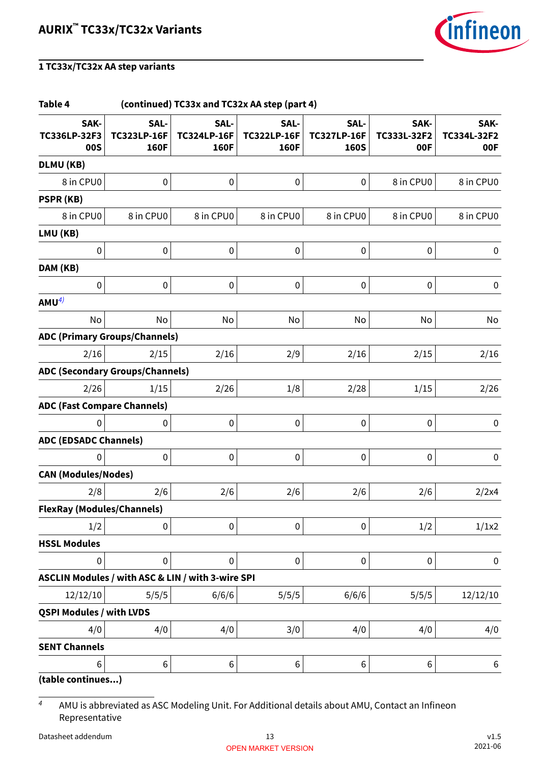## 1 TC33x/TC32x AA step variants

**Table 4 (continued) TC33x and TC32x AA step (part 4)**

| SAK-TC336LP-32F300S | SAL-TC323LP-16F160F | SAL-TC324LP-16F160F | SAL-TC322LP-16F160F | SAL-TC327LP-16F160S | SAK-TC333L-32F200F | SAK-TC334L-32F200F |
|---|---|---|---|---|---|---|
| **DLMU (KB)** | | | | | | |
| 8 in CPU0 | 0 | 0 | 0 | 0 | 8 in CPU0 | 8 in CPU0 |
| **PSPR (KB)** | | | | | | |
| 8 in CPU0 | 8 in CPU0 | 8 in CPU0 | 8 in CPU0 | 8 in CPU0 | 8 in CPU0 | 8 in CPU0 |
| **LMU (KB)** | | | | | | |
| 0 | 0 | 0 | 0 | 0 | 0 | 0 |
| **DAM (KB)** | | | | | | |
| 0 | 0 | 0 | 0 | 0 | 0 | 0 |
| **AMU**[4] | | | | | | |
| No | No | No | No | No | No | No |
| **ADC (Primary Groups/Channels)** | | | | | | |
| 2/16 | 2/15 | 2/16 | 2/9 | 2/16 | 2/15 | 2/16 |
| **ADC (Secondary Groups/Channels)** | | | | | | |
| 2/26 | 1/15 | 2/26 | 1/8 | 2/28 | 1/15 | 2/26 |
| **ADC (Fast Compare Channels)** | | | | | | |
| 0 | 0 | 0 | 0 | 0 | 0 | 0 |
| **ADC (EDSADC Channels)** | | | | | | |
| 0 | 0 | 0 | 0 | 0 | 0 | 0 |
| **CAN (Modules/Nodes)** | | | | | | |
| 2/8 | 2/6 | 2/6 | 2/6 | 2/6 | 2/6 | 2/2x4 |
| **FlexRay (Modules/Channels)** | | | | | | |
| 1/2 | 0 | 0 | 0 | 0 | 1/2 | 1/1x2 |
| **HSSL Modules** | | | | | | |
| 0 | 0 | 0 | 0 | 0 | 0 | 0 |
| **ASCLIN Modules / with ASC & LIN / with 3-wire SPI** | | | | | | |
| 12/12/10 | 5/5/5 | 6/6/6 | 5/5/5 | 6/6/6 | 5/5/5 | 12/12/10 |
| **QSPI Modules / with LVDS** | | | | | | |
| 4/0 | 4/0 | 4/0 | 3/0 | 4/0 | 4/0 | 4/0 |
| **SENT Channels** | | | | | | |
| 6 | 6 | 6 | 6 | 6 | 6 | 6 |

**(table continues...)**

4 AMU is abbreviated as ASC Modeling Unit. For Additional details about AMU, Contact an Infineon Representative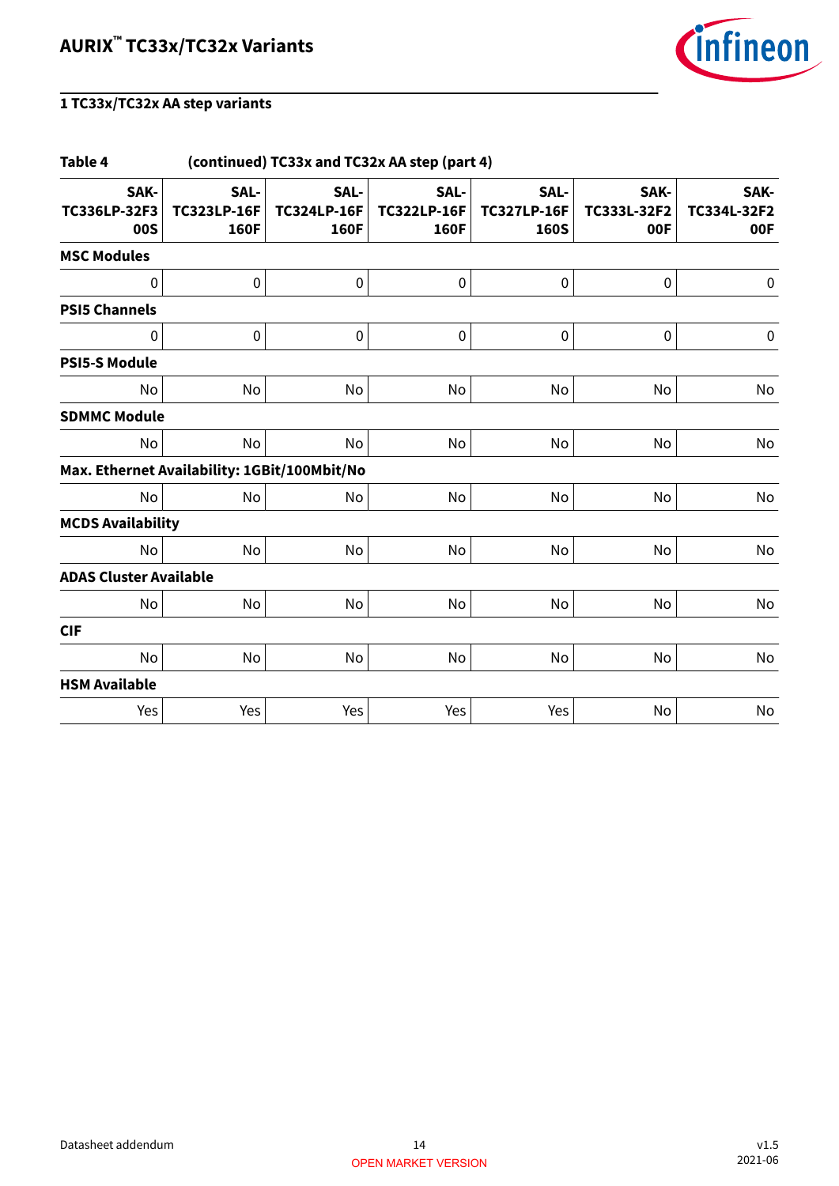## 1 TC33x/TC32x AA step variants

**Table 4 (continued) TC33x and TC32x AA step (part 4)**

| SAK-TC336LP-32F300S | SAL-TC323LP-16F160F | SAL-TC324LP-16F160F | SAL-TC322LP-16F160F | SAL-TC327LP-16F160S | SAK-TC333L-32F200F | SAK-TC334L-32F200F |
|---|---|---|---|---|---|---|
| **MSC Modules** | | | | | | |
| 0 | 0 | 0 | 0 | 0 | 0 | 0 |
| **PSI5 Channels** | | | | | | |
| 0 | 0 | 0 | 0 | 0 | 0 | 0 |
| **PSI5-S Module** | | | | | | |
| No | No | No | No | No | No | No |
| **SDMMC Module** | | | | | | |
| No | No | No | No | No | No | No |
| **Max. Ethernet Availability: 1GBit/100Mbit/No** | | | | | | |
| No | No | No | No | No | No | No |
| **MCDS Availability** | | | | | | |
| No | No | No | No | No | No | No |
| **ADAS Cluster Available** | | | | | | |
| No | No | No | No | No | No | No |
| **CIF** | | | | | | |
| No | No | No | No | No | No | No |
| **HSM Available** | | | | | | |
| Yes | Yes | Yes | Yes | Yes | No | No |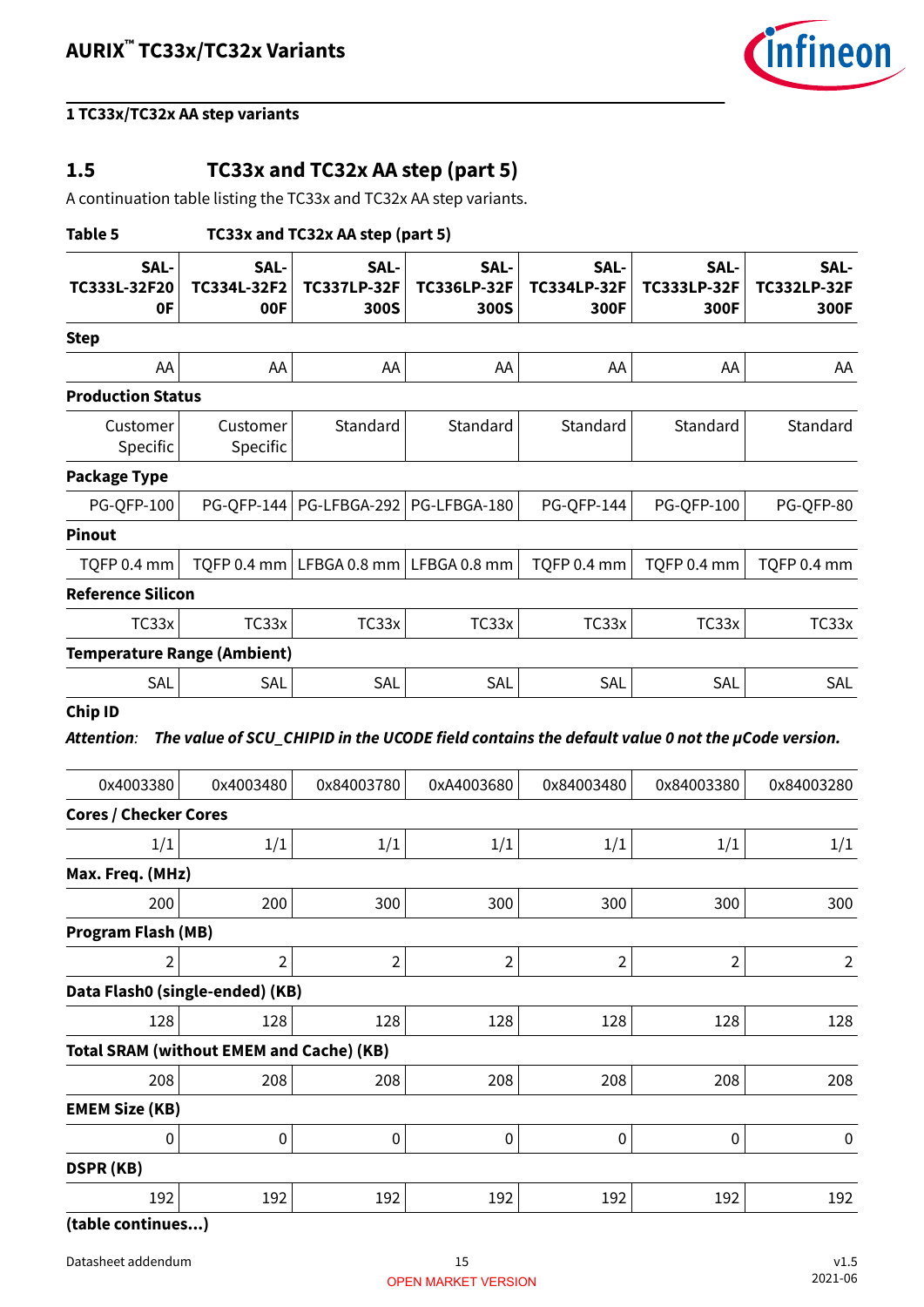## 1 TC33x/TC32x AA step variants

## 1.5 TC33x and TC32x AA step (part 5)

A continuation table listing the TC33x and TC32x AA step variants.

**Table 5 TC33x and TC32x AA step (part 5)**

| SAL-TC333L-32F200F | SAL-TC334L-32F200F | SAL-TC337LP-32F300S | SAL-TC336LP-32F300S | SAL-TC334LP-32F300F | SAL-TC333LP-32F300F | SAL-TC332LP-32F300F |
|---|---|---|---|---|---|---|
| **Step** | | | | | | |
| AA | AA | AA | AA | AA | AA | AA |
| **Production Status** | | | | | | |
| Customer Specific | Customer Specific | Standard | Standard | Standard | Standard | Standard |
| **Package Type** | | | | | | |
| PG-QFP-100 | PG-QFP-144 | PG-LFBGA-292 | PG-LFBGA-180 | PG-QFP-144 | PG-QFP-100 | PG-QFP-80 |
| **Pinout** | | | | | | |
| TQFP 0.4 mm | TQFP 0.4 mm | LFBGA 0.8 mm | LFBGA 0.8 mm | TQFP 0.4 mm | TQFP 0.4 mm | TQFP 0.4 mm |
| **Reference Silicon** | | | | | | |
| TC33x | TC33x | TC33x | TC33x | TC33x | TC33x | TC33x |
| **Temperature Range (Ambient)** | | | | | | |
| SAL | SAL | SAL | SAL | SAL | SAL | SAL |
| **Chip ID** | | | | | | |
| *Attention: The value of SCU_CHIPID in the UCODE field contains the default value 0 not the µCode version.* | | | | | | |
| 0x4003380 | 0x4003480 | 0x84003780 | 0xA4003680 | 0x84003480 | 0x84003380 | 0x84003280 |
| **Cores / Checker Cores** | | | | | | |
| 1/1 | 1/1 | 1/1 | 1/1 | 1/1 | 1/1 | 1/1 |
| **Max. Freq. (MHz)** | | | | | | |
| 200 | 200 | 300 | 300 | 300 | 300 | 300 |
| **Program Flash (MB)** | | | | | | |
| 2 | 2 | 2 | 2 | 2 | 2 | 2 |
| **Data Flash0 (single-ended) (KB)** | | | | | | |
| 128 | 128 | 128 | 128 | 128 | 128 | 128 |
| **Total SRAM (without EMEM and Cache) (KB)** | | | | | | |
| 208 | 208 | 208 | 208 | 208 | 208 | 208 |
| **EMEM Size (KB)** | | | | | | |
| 0 | 0 | 0 | 0 | 0 | 0 | 0 |
| **DSPR (KB)** | | | | | | |
| 192 | 192 | 192 | 192 | 192 | 192 | 192 |

**(table continues...)**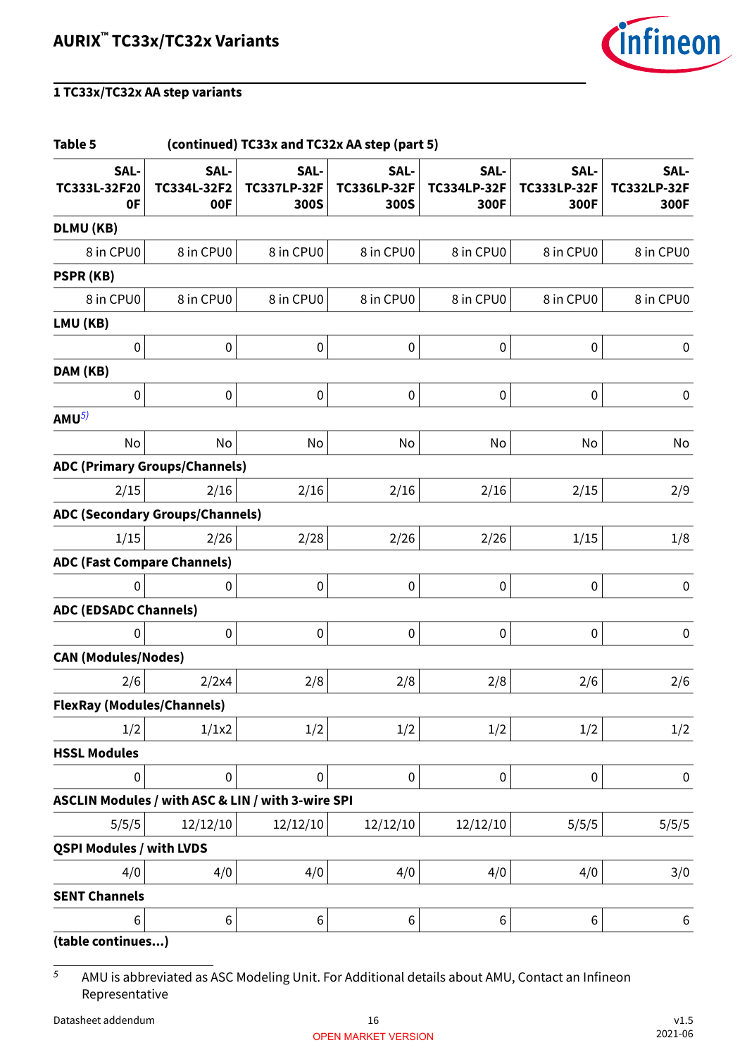## 1 TC33x/TC32x AA step variants

**Table 5 (continued) TC33x and TC32x AA step (part 5)**

| SAL-TC333L-32F200F | SAL-TC334L-32F200F | SAL-TC337LP-32F300S | SAL-TC336LP-32F300S | SAL-TC334LP-32F300F | SAL-TC333LP-32F300F | SAL-TC332LP-32F300F |
|---|---|---|---|---|---|---|
| **DLMU (KB)** | | | | | | |
| 8 in CPU0 | 8 in CPU0 | 8 in CPU0 | 8 in CPU0 | 8 in CPU0 | 8 in CPU0 | 8 in CPU0 |
| **PSPR (KB)** | | | | | | |
| 8 in CPU0 | 8 in CPU0 | 8 in CPU0 | 8 in CPU0 | 8 in CPU0 | 8 in CPU0 | 8 in CPU0 |
| **LMU (KB)** | | | | | | |
| 0 | 0 | 0 | 0 | 0 | 0 | 0 |
| **DAM (KB)** | | | | | | |
| 0 | 0 | 0 | 0 | 0 | 0 | 0 |
| **AMU**[5] | | | | | | |
| No | No | No | No | No | No | No |
| **ADC (Primary Groups/Channels)** | | | | | | |
| 2/15 | 2/16 | 2/16 | 2/16 | 2/16 | 2/15 | 2/9 |
| **ADC (Secondary Groups/Channels)** | | | | | | |
| 1/15 | 2/26 | 2/28 | 2/26 | 2/26 | 1/15 | 1/8 |
| **ADC (Fast Compare Channels)** | | | | | | |
| 0 | 0 | 0 | 0 | 0 | 0 | 0 |
| **ADC (EDSADC Channels)** | | | | | | |
| 0 | 0 | 0 | 0 | 0 | 0 | 0 |
| **CAN (Modules/Nodes)** | | | | | | |
| 2/6 | 2/2x4 | 2/8 | 2/8 | 2/8 | 2/6 | 2/6 |
| **FlexRay (Modules/Channels)** | | | | | | |
| 1/2 | 1/1x2 | 1/2 | 1/2 | 1/2 | 1/2 | 1/2 |
| **HSSL Modules** | | | | | | |
| 0 | 0 | 0 | 0 | 0 | 0 | 0 |
| **ASCLIN Modules / with ASC & LIN / with 3-wire SPI** | | | | | | |
| 5/5/5 | 12/12/10 | 12/12/10 | 12/12/10 | 12/12/10 | 5/5/5 | 5/5/5 |
| **QSPI Modules / with LVDS** | | | | | | |
| 4/0 | 4/0 | 4/0 | 4/0 | 4/0 | 4/0 | 3/0 |
| **SENT Channels** | | | | | | |
| 6 | 6 | 6 | 6 | 6 | 6 | 6 |

**(table continues...)**

5 AMU is abbreviated as ASC Modeling Unit. For Additional details about AMU, Contact an Infineon Representative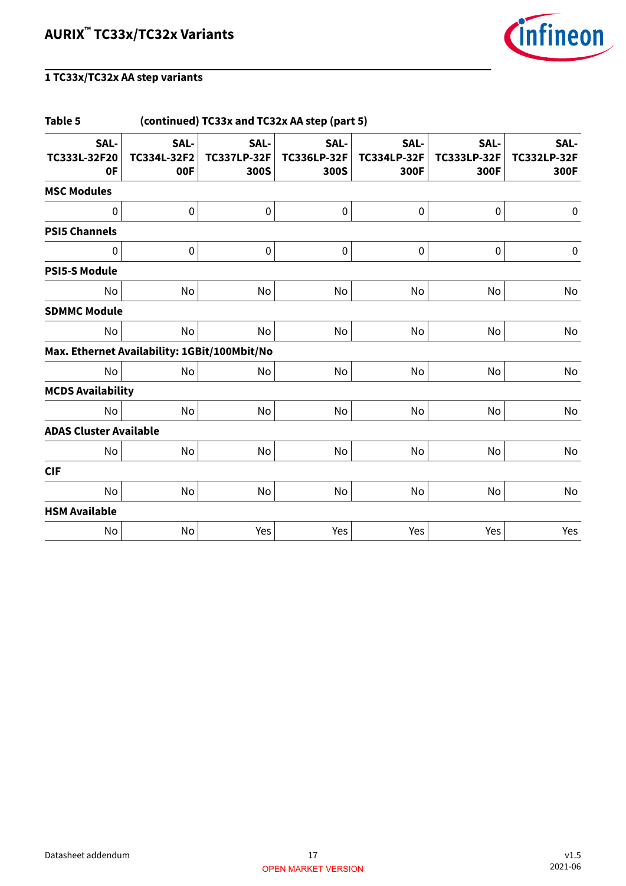## 1 TC33x/TC32x AA step variants

**Table 5 (continued) TC33x and TC32x AA step (part 5)**

| SAL-TC333L-32F200F | SAL-TC334L-32F200F | SAL-TC337LP-32F300S | SAL-TC336LP-32F300S | SAL-TC334LP-32F300F | SAL-TC333LP-32F300F | SAL-TC332LP-32F300F |
|---|---|---|---|---|---|---|
| **MSC Modules** | | | | | | |
| 0 | 0 | 0 | 0 | 0 | 0 | 0 |
| **PSI5 Channels** | | | | | | |
| 0 | 0 | 0 | 0 | 0 | 0 | 0 |
| **PSI5-S Module** | | | | | | |
| No | No | No | No | No | No | No |
| **SDMMC Module** | | | | | | |
| No | No | No | No | No | No | No |
| **Max. Ethernet Availability: 1GBit/100Mbit/No** | | | | | | |
| No | No | No | No | No | No | No |
| **MCDS Availability** | | | | | | |
| No | No | No | No | No | No | No |
| **ADAS Cluster Available** | | | | | | |
| No | No | No | No | No | No | No |
| **CIF** | | | | | | |
| No | No | No | No | No | No | No |
| **HSM Available** | | | | | | |
| No | No | Yes | Yes | Yes | Yes | Yes |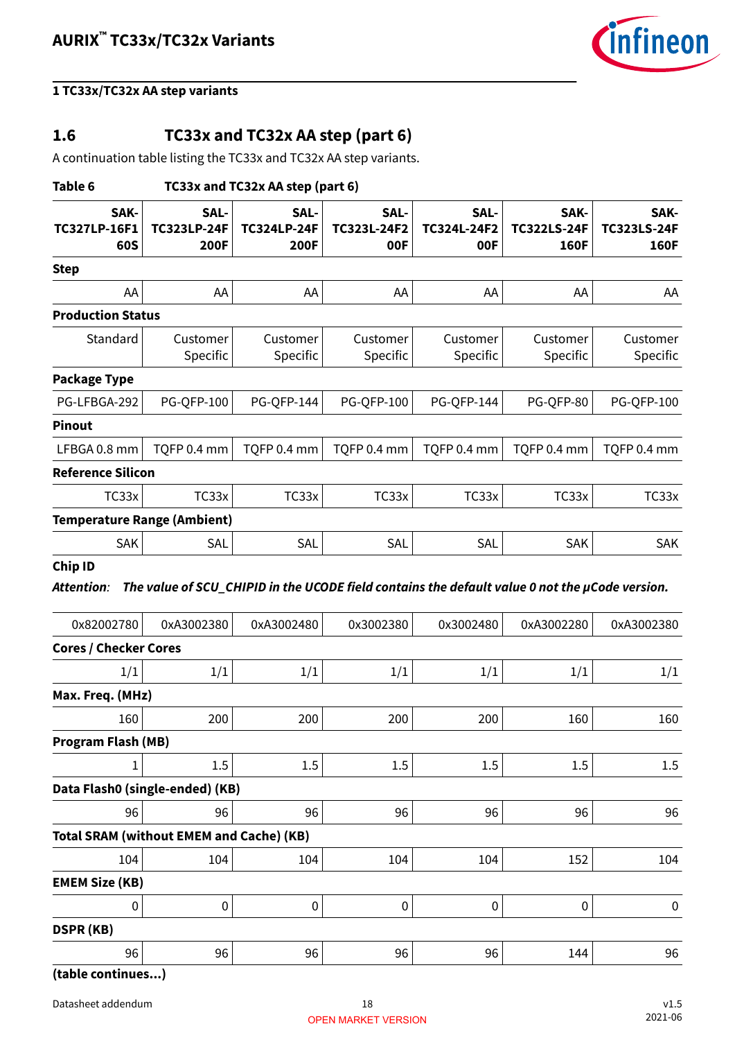## 1.6 TC33x and TC32x AA step (part 6)

A continuation table listing the TC33x and TC32x AA step variants.

**Table 6 TC33x and TC32x AA step (part 6)**

| SAK-TC327LP-16F160S | SAL-TC323LP-24F200F | SAL-TC324LP-24F200F | SAL-TC323L-24F200F | SAL-TC324L-24F200F | SAK-TC322LS-24F160F | SAK-TC323LS-24F160F |
|---|---|---|---|---|---|---|
| **Step** | | | | | | |
| AA | AA | AA | AA | AA | AA | AA |
| **Production Status** | | | | | | |
| Standard | Customer Specific | Customer Specific | Customer Specific | Customer Specific | Customer Specific | Customer Specific |
| **Package Type** | | | | | | |
| PG-LFBGA-292 | PG-QFP-100 | PG-QFP-144 | PG-QFP-100 | PG-QFP-144 | PG-QFP-80 | PG-QFP-100 |
| **Pinout** | | | | | | |
| LFBGA 0.8 mm | TQFP 0.4 mm | TQFP 0.4 mm | TQFP 0.4 mm | TQFP 0.4 mm | TQFP 0.4 mm | TQFP 0.4 mm |
| **Reference Silicon** | | | | | | |
| TC33x | TC33x | TC33x | TC33x | TC33x | TC33x | TC33x |
| **Temperature Range (Ambient)** | | | | | | |
| SAK | SAL | SAL | SAL | SAL | SAK | SAK |
| **Chip ID** *Attention: The value of SCU_CHIPID in the UCODE field contains the default value 0 not the µCode version.* | | | | | | |
| 0x82002780 | 0xA3002380 | 0xA3002480 | 0x3002380 | 0x3002480 | 0xA3002280 | 0xA3002380 |
| **Cores / Checker Cores** | | | | | | |
| 1/1 | 1/1 | 1/1 | 1/1 | 1/1 | 1/1 | 1/1 |
| **Max. Freq. (MHz)** | | | | | | |
| 160 | 200 | 200 | 200 | 200 | 160 | 160 |
| **Program Flash (MB)** | | | | | | |
| 1 | 1.5 | 1.5 | 1.5 | 1.5 | 1.5 | 1.5 |
| **Data Flash0 (single-ended) (KB)** | | | | | | |
| 96 | 96 | 96 | 96 | 96 | 96 | 96 |
| **Total SRAM (without EMEM and Cache) (KB)** | | | | | | |
| 104 | 104 | 104 | 104 | 104 | 152 | 104 |
| **EMEM Size (KB)** | | | | | | |
| 0 | 0 | 0 | 0 | 0 | 0 | 0 |
| **DSPR (KB)** | | | | | | |
| 96 | 96 | 96 | 96 | 96 | 144 | 96 |

**(table continues...)**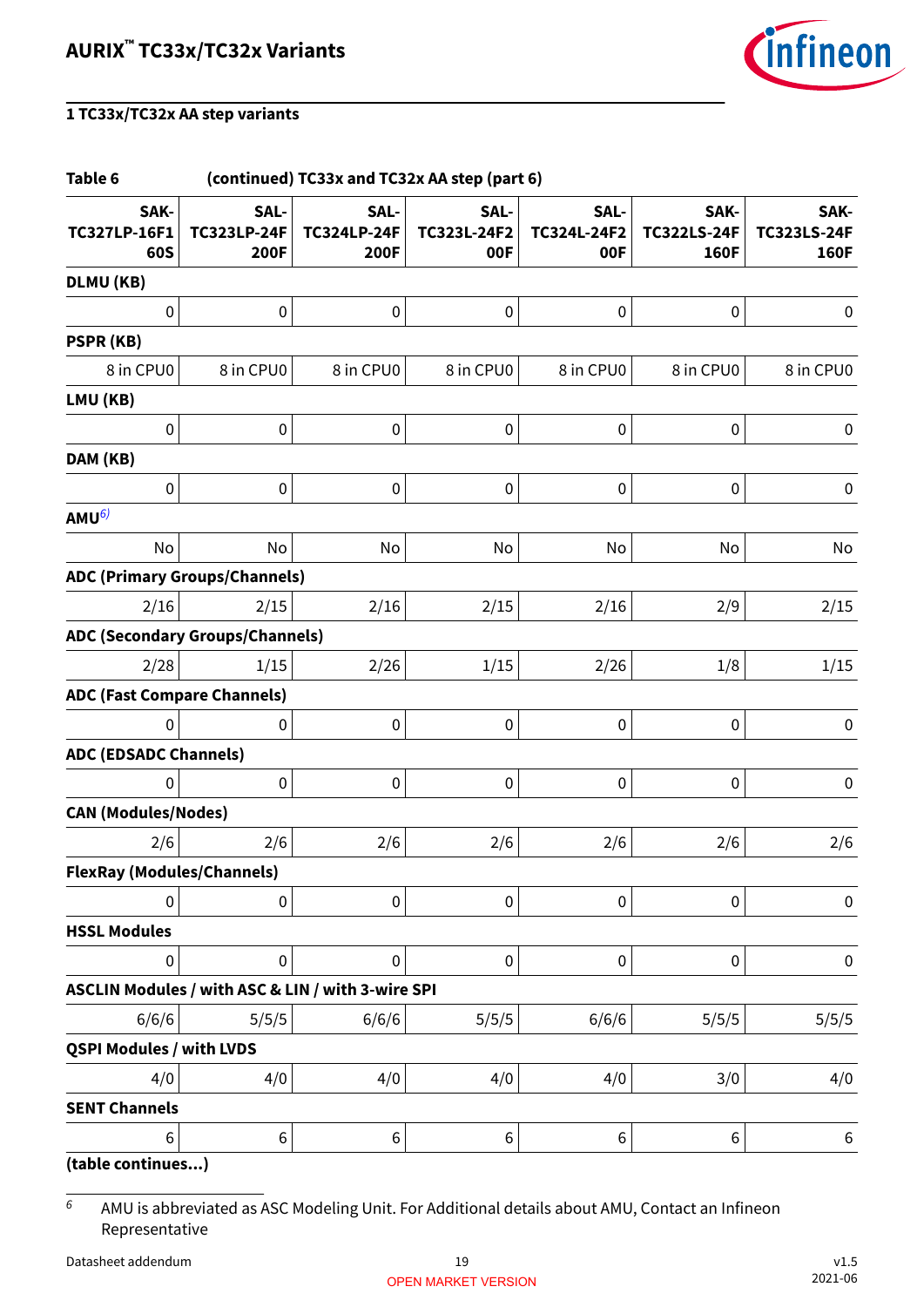## 1 TC33x/TC32x AA step variants

**Table 6 (continued) TC33x and TC32x AA step (part 6)**

| SAK-TC327LP-16F160S | SAL-TC323LP-24F200F | SAL-TC324LP-24F200F | SAL-TC323L-24F200F | SAL-TC324L-24F200F | SAK-TC322LS-24F160F | SAK-TC323LS-24F160F |
|---|---|---|---|---|---|---|
| **DLMU (KB)** | | | | | | |
| 0 | 0 | 0 | 0 | 0 | 0 | 0 |
| **PSPR (KB)** | | | | | | |
| 8 in CPU0 | 8 in CPU0 | 8 in CPU0 | 8 in CPU0 | 8 in CPU0 | 8 in CPU0 | 8 in CPU0 |
| **LMU (KB)** | | | | | | |
| 0 | 0 | 0 | 0 | 0 | 0 | 0 |
| **DAM (KB)** | | | | | | |
| 0 | 0 | 0 | 0 | 0 | 0 | 0 |
| **AMU**[6] | | | | | | |
| No | No | No | No | No | No | No |
| **ADC (Primary Groups/Channels)** | | | | | | |
| 2/16 | 2/15 | 2/16 | 2/15 | 2/16 | 2/9 | 2/15 |
| **ADC (Secondary Groups/Channels)** | | | | | | |
| 2/28 | 1/15 | 2/26 | 1/15 | 2/26 | 1/8 | 1/15 |
| **ADC (Fast Compare Channels)** | | | | | | |
| 0 | 0 | 0 | 0 | 0 | 0 | 0 |
| **ADC (EDSADC Channels)** | | | | | | |
| 0 | 0 | 0 | 0 | 0 | 0 | 0 |
| **CAN (Modules/Nodes)** | | | | | | |
| 2/6 | 2/6 | 2/6 | 2/6 | 2/6 | 2/6 | 2/6 |
| **FlexRay (Modules/Channels)** | | | | | | |
| 0 | 0 | 0 | 0 | 0 | 0 | 0 |
| **HSSL Modules** | | | | | | |
| 0 | 0 | 0 | 0 | 0 | 0 | 0 |
| **ASCLIN Modules / with ASC & LIN / with 3-wire SPI** | | | | | | |
| 6/6/6 | 5/5/5 | 6/6/6 | 5/5/5 | 6/6/6 | 5/5/5 | 5/5/5 |
| **QSPI Modules / with LVDS** | | | | | | |
| 4/0 | 4/0 | 4/0 | 4/0 | 4/0 | 3/0 | 4/0 |
| **SENT Channels** | | | | | | |
| 6 | 6 | 6 | 6 | 6 | 6 | 6 |

**(table continues...)**

6 AMU is abbreviated as ASC Modeling Unit. For Additional details about AMU, Contact an Infineon Representative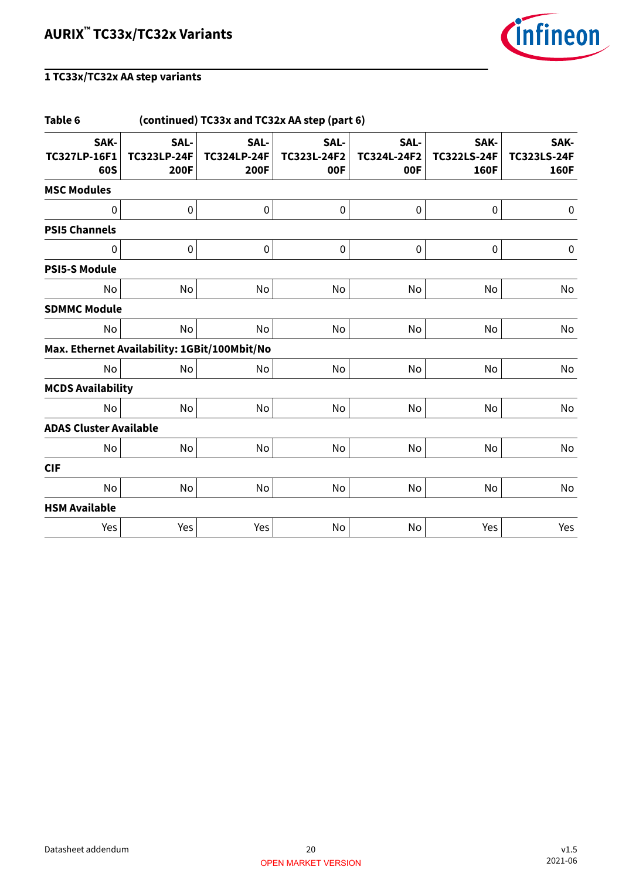## 1 TC33x/TC32x AA step variants

**Table 6 (continued) TC33x and TC32x AA step (part 6)**

| SAK-TC327LP-16F160S | SAL-TC323LP-24F200F | SAL-TC324LP-24F200F | SAL-TC323L-24F200F | SAL-TC324L-24F200F | SAK-TC322LS-24F160F | SAK-TC323LS-24F160F |
|---|---|---|---|---|---|---|
| **MSC Modules** | | | | | | |
| 0 | 0 | 0 | 0 | 0 | 0 | 0 |
| **PSI5 Channels** | | | | | | |
| 0 | 0 | 0 | 0 | 0 | 0 | 0 |
| **PSI5-S Module** | | | | | | |
| No | No | No | No | No | No | No |
| **SDMMC Module** | | | | | | |
| No | No | No | No | No | No | No |
| **Max. Ethernet Availability: 1GBit/100Mbit/No** | | | | | | |
| No | No | No | No | No | No | No |
| **MCDS Availability** | | | | | | |
| No | No | No | No | No | No | No |
| **ADAS Cluster Available** | | | | | | |
| No | No | No | No | No | No | No |
| **CIF** | | | | | | |
| No | No | No | No | No | No | No |
| **HSM Available** | | | | | | |
| Yes | Yes | Yes | No | No | Yes | Yes |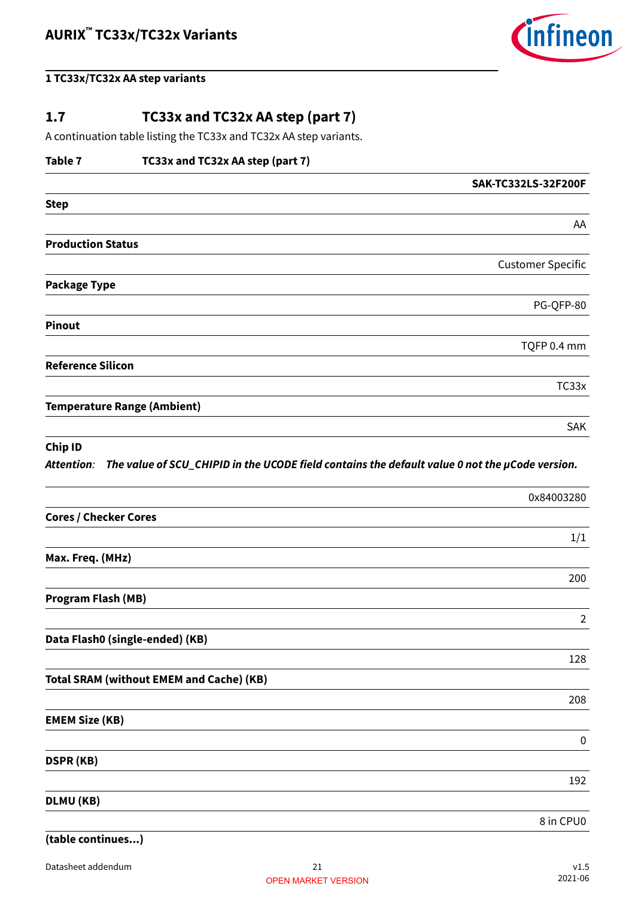## 1.7 TC33x and TC32x AA step (part 7)

A continuation table listing the TC33x and TC32x AA step variants.

**Table 7 TC33x and TC32x AA step (part 7)**

| | SAK-TC332LS-32F200F |
|---|---|
| **Step** | |
| | AA |
| **Production Status** | |
| | Customer Specific |
| **Package Type** | |
| | PG-QFP-80 |
| **Pinout** | |
| | TQFP 0.4 mm |
| **Reference Silicon** | |
| | TC33x |
| **Temperature Range (Ambient)** | |
| | SAK |
| **Chip ID** *Attention: The value of SCU_CHIPID in the UCODE field contains the default value 0 not the µCode version.* | |
| | 0x84003280 |
| **Cores / Checker Cores** | |
| | 1/1 |
| **Max. Freq. (MHz)** | |
| | 200 |
| **Program Flash (MB)** | |
| | 2 |
| **Data Flash0 (single-ended) (KB)** | |
| | 128 |
| **Total SRAM (without EMEM and Cache) (KB)** | |
| | 208 |
| **EMEM Size (KB)** | |
| | 0 |
| **DSPR (KB)** | |
| | 192 |
| **DLMU (KB)** | |
| | 8 in CPU0 |

**(table continues...)**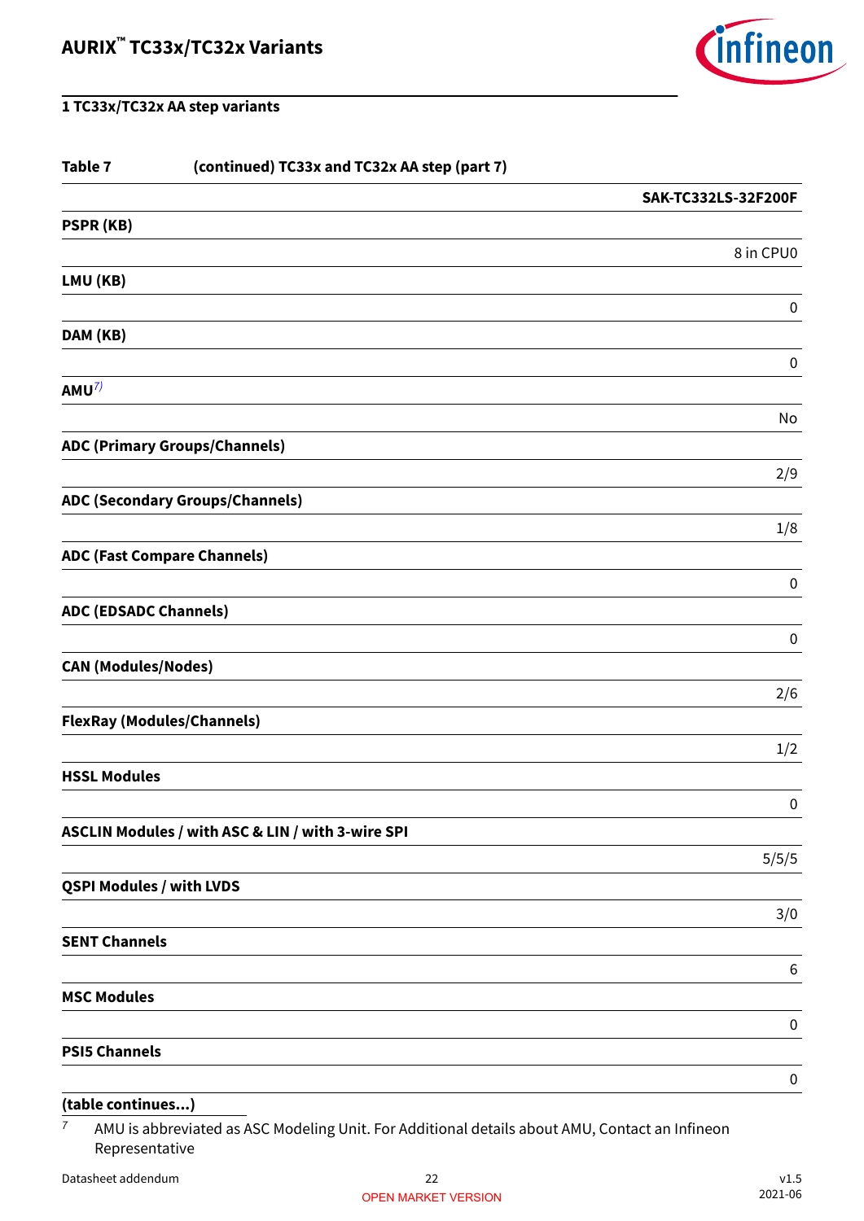## 1 TC33x/TC32x AA step variants

**Table 7 (continued) TC33x and TC32x AA step (part 7)**

| | SAK-TC332LS-32F200F |
|---|---|
| **PSPR (KB)** | |
| | 8 in CPU0 |
| **LMU (KB)** | |
| | 0 |
| **DAM (KB)** | |
| | 0 |
| **AMU**[7] | |
| | No |
| **ADC (Primary Groups/Channels)** | |
| | 2/9 |
| **ADC (Secondary Groups/Channels)** | |
| | 1/8 |
| **ADC (Fast Compare Channels)** | |
| | 0 |
| **ADC (EDSADC Channels)** | |
| | 0 |
| **CAN (Modules/Nodes)** | |
| | 2/6 |
| **FlexRay (Modules/Channels)** | |
| | 1/2 |
| **HSSL Modules** | |
| | 0 |
| **ASCLIN Modules / with ASC & LIN / with 3-wire SPI** | |
| | 5/5/5 |
| **QSPI Modules / with LVDS** | |
| | 3/0 |
| **SENT Channels** | |
| | 6 |
| **MSC Modules** | |
| | 0 |
| **PSI5 Channels** | |
| | 0 |

**(table continues...)**

7 AMU is abbreviated as ASC Modeling Unit. For Additional details about AMU, Contact an Infineon Representative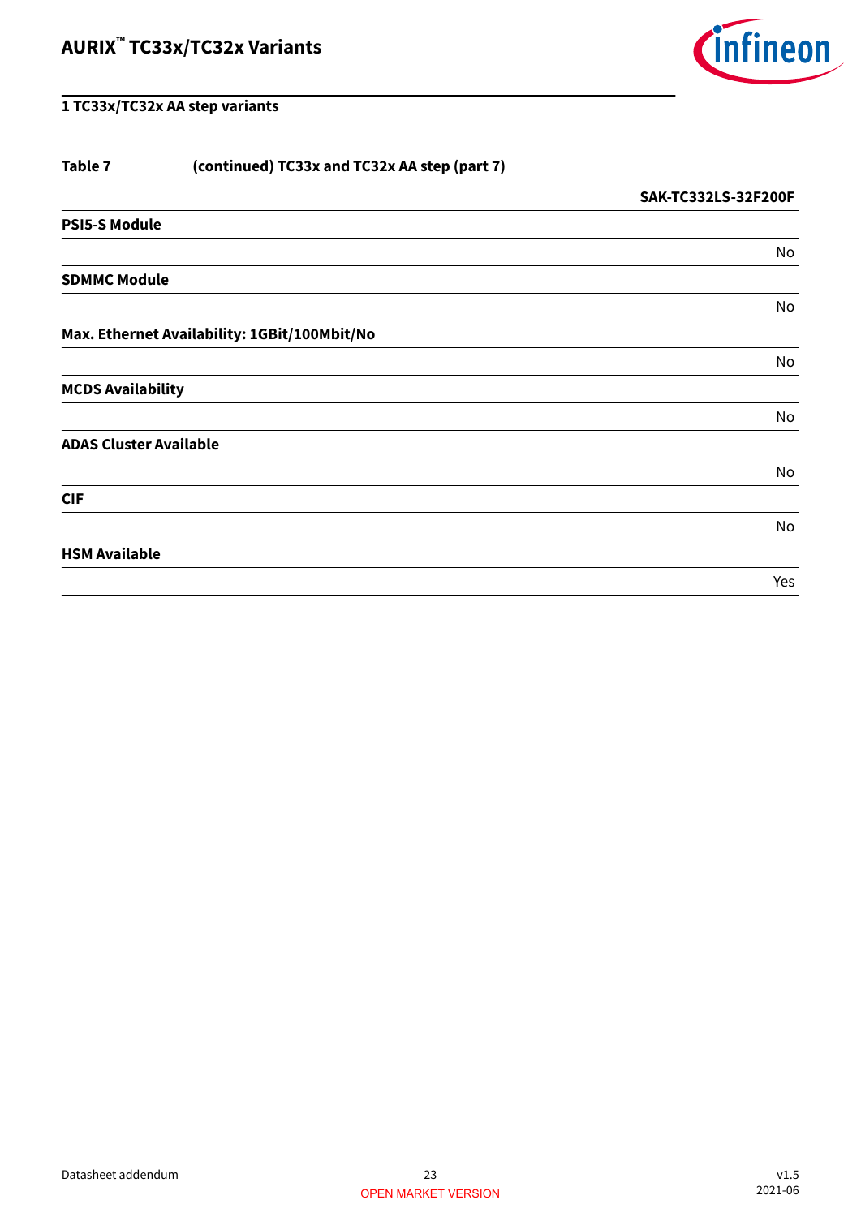## 1 TC33x/TC32x AA step variants

**Table 7 (continued) TC33x and TC32x AA step (part 7)**

| | SAK-TC332LS-32F200F |
|---|---|
| **PSI5-S Module** | |
| | No |
| **SDMMC Module** | |
| | No |
| **Max. Ethernet Availability: 1GBit/100Mbit/No** | |
| | No |
| **MCDS Availability** | |
| | No |
| **ADAS Cluster Available** | |
| | No |
| **CIF** | |
| | No |
| **HSM Available** | |
| | Yes |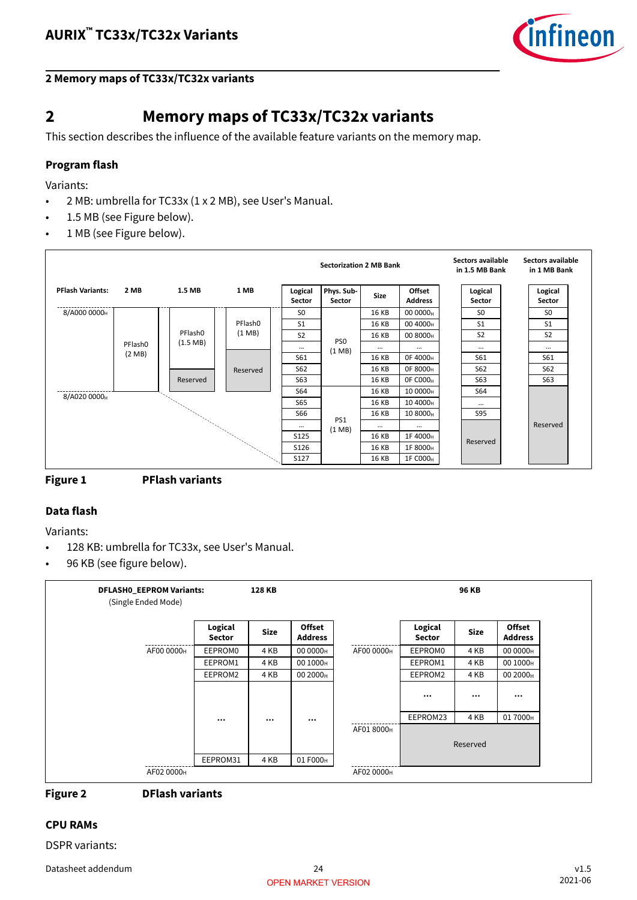## 2 Memory maps of TC33x/TC32x variants

This section describes the influence of the available feature variants on the memory map.

### Program flash

Variants:

- 2 MB: umbrella for TC33x (1 x 2 MB), see User's Manual.
- 1.5 MB (see Figure below).
- 1 MB (see Figure below).

PFlash Variants: 2 MB = PFlash0 (2 MB), 8/A000 0000H – 8/A020 0000H; 1.5 MB = PFlash0 (1.5 MB) + Reserved; 1 MB = PFlash0 (1 MB) + Reserved.

Sectorization 2 MB Bank:

| Logical Sector | Phys. Sub-Sector | Size | Offset Address | Sectors available in 1.5 MB Bank | Sectors available in 1 MB Bank |
|---|---|---|---|---|---|
| S0 | PS0 (1 MB) | 16 KB | 00 0000H | S0 | S0 |
| S1 | | 16 KB | 00 4000H | S1 | S1 |
| S2 | | 16 KB | 00 8000H | S2 | S2 |
| ... | | ... | ... | ... | ... |
| S61 | | 16 KB | 0F 4000H | S61 | S61 |
| S62 | | 16 KB | 0F 8000H | S62 | S62 |
| S63 | | 16 KB | 0F C000H | S63 | S63 |
| S64 | PS1 (1 MB) | 16 KB | 10 0000H | S64 | Reserved |
| S65 | | 16 KB | 10 4000H | ... | |
| S66 | | 16 KB | 10 8000H | S95 | |
| ... | | ... | ... | Reserved | |
| S125 | | 16 KB | 1F 4000H | | |
| S126 | | 16 KB | 1F 8000H | | |
| S127 | | 16 KB | 1F C000H | | |

**Figure 1 PFlash variants**

### Data flash

Variants:

- 128 KB: umbrella for TC33x, see User's Manual.
- 96 KB (see figure below).

DFLASH0_EEPROM Variants: (Single Ended Mode)

128 KB (AF00 0000H – AF02 0000H):

| Logical Sector | Size | Offset Address |
|---|---|---|
| EEPROM0 | 4 KB | 00 0000H |
| EEPROM1 | 4 KB | 00 1000H |
| EEPROM2 | 4 KB | 00 2000H |
| ... | ... | ... |
| EEPROM31 | 4 KB | 01 F000H |

96 KB (AF00 0000H – AF02 0000H):

| Logical Sector | Size | Offset Address |
|---|---|---|
| EEPROM0 | 4 KB | 00 0000H |
| EEPROM1 | 4 KB | 00 1000H |
| EEPROM2 | 4 KB | 00 2000H |
| ... | ... | ... |
| EEPROM23 | 4 KB | 01 7000H |
| Reserved (from AF01 8000H) | | |

**Figure 2 DFlash variants**

### CPU RAMs

DSPR variants: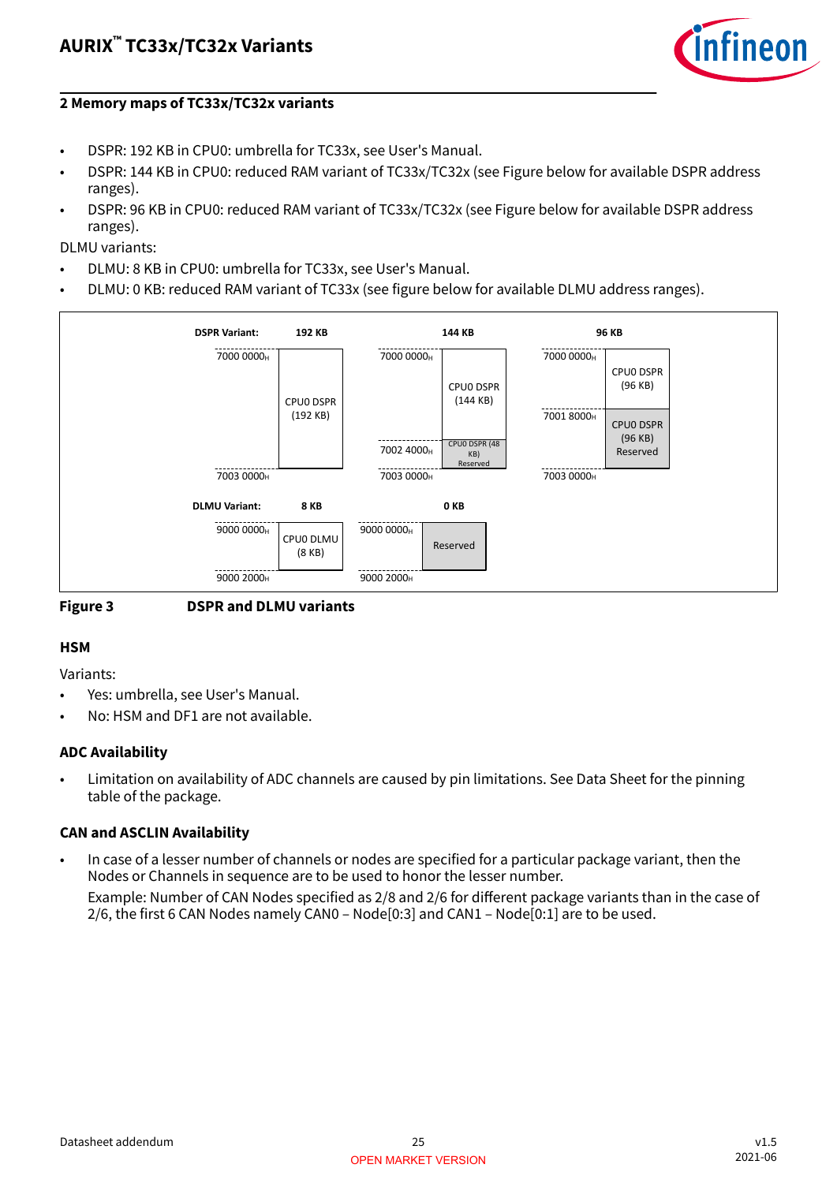## 2 Memory maps of TC33x/TC32x variants

- DSPR: 192 KB in CPU0: umbrella for TC33x, see User's Manual.
- DSPR: 144 KB in CPU0: reduced RAM variant of TC33x/TC32x (see Figure below for available DSPR address ranges).
- DSPR: 96 KB in CPU0: reduced RAM variant of TC33x/TC32x (see Figure below for available DSPR address ranges).

DLMU variants:

- DLMU: 8 KB in CPU0: umbrella for TC33x, see User's Manual.
- DLMU: 0 KB: reduced RAM variant of TC33x (see figure below for available DLMU address ranges).

| DSPR Variant: | 192 KB | 144 KB | 96 KB |
|---|---|---|---|
| $7000\ 0000_H$ – $7001\ 8000_H$ | CPU0 DSPR (192 KB) | CPU0 DSPR (144 KB) | CPU0 DSPR (96 KB) |
| $7001\ 8000_H$ – $7002\ 4000_H$ | CPU0 DSPR (192 KB) | CPU0 DSPR (144 KB) | CPU0 DSPR (96 KB) Reserved |
| $7002\ 4000_H$ – $7003\ 0000_H$ | CPU0 DSPR (192 KB) | CPU0 DSPR (48 KB) Reserved | CPU0 DSPR (96 KB) Reserved |

| DLMU Variant: | 8 KB | 0 KB |
|---|---|---|
| $9000\ 0000_H$ – $9000\ 2000_H$ | CPU0 DLMU (8 KB) | Reserved |

**Figure 3 DSPR and DLMU variants**

### HSM

Variants:

- Yes: umbrella, see User's Manual.
- No: HSM and DF1 are not available.

### ADC Availability

- Limitation on availability of ADC channels are caused by pin limitations. See Data Sheet for the pinning table of the package.

### CAN and ASCLIN Availability

- In case of a lesser number of channels or nodes are specified for a particular package variant, then the Nodes or Channels in sequence are to be used to honor the lesser number.

  Example: Number of CAN Nodes specified as 2/8 and 2/6 for different package variants than in the case of 2/6, the first 6 CAN Nodes namely CAN0 – Node[0:3] and CAN1 – Node[0:1] are to be used.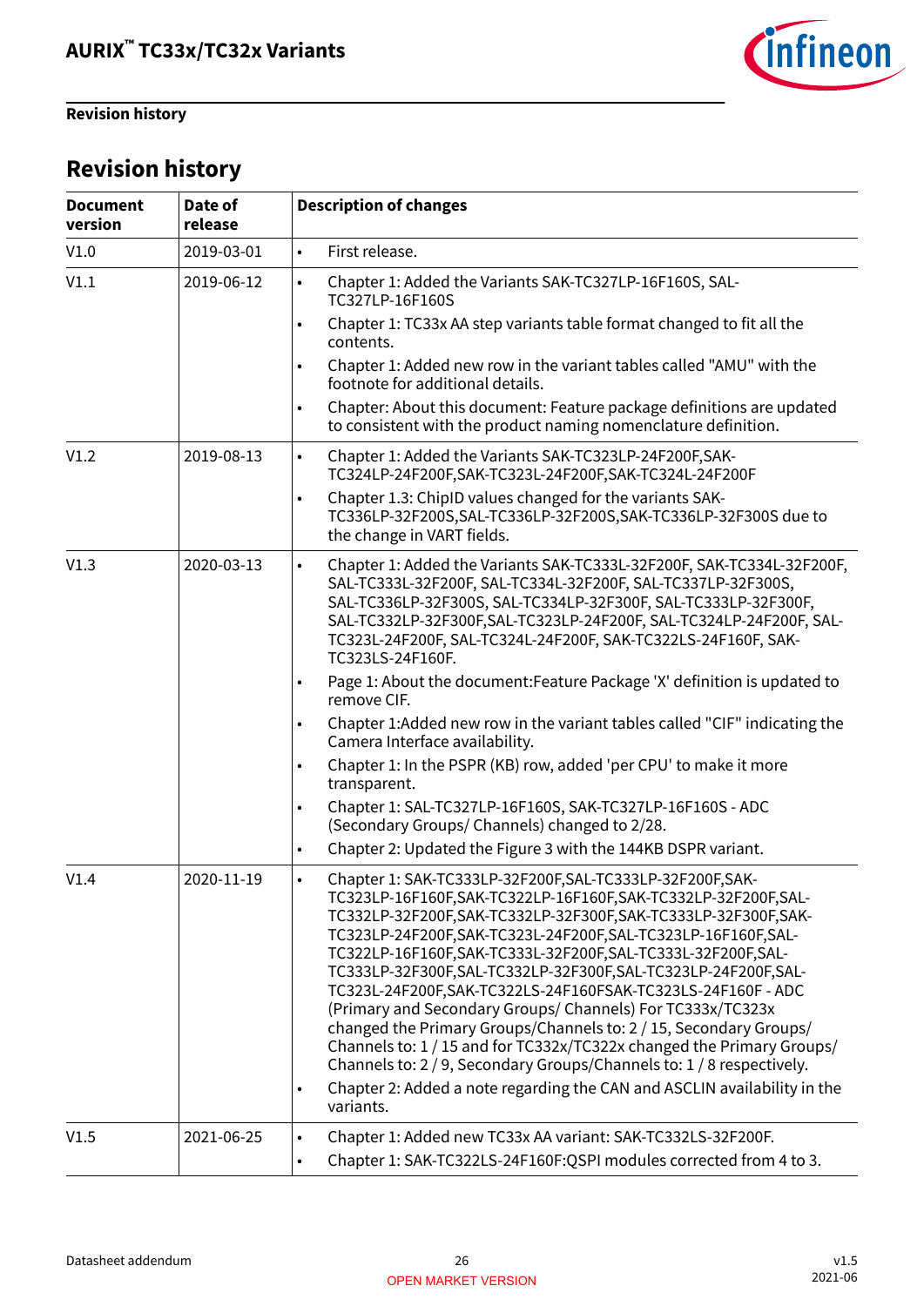# Revision history

| Document version | Date of release | Description of changes |
|---|---|---|
| V1.0 | 2019-03-01 | • First release. |
| V1.1 | 2019-06-12 | • Chapter 1: Added the Variants SAK-TC327LP-16F160S, SAL-TC327LP-16F160S<br>• Chapter 1: TC33x AA step variants table format changed to fit all the contents.<br>• Chapter 1: Added new row in the variant tables called "AMU" with the footnote for additional details.<br>• Chapter: About this document: Feature package definitions are updated to consistent with the product naming nomenclature definition. |
| V1.2 | 2019-08-13 | • Chapter 1: Added the Variants SAK-TC323LP-24F200F,SAK-TC324LP-24F200F,SAK-TC323L-24F200F,SAK-TC324L-24F200F<br>• Chapter 1.3: ChipID values changed for the variants SAK-TC336LP-32F200S,SAL-TC336LP-32F200S,SAK-TC336LP-32F300S due to the change in VART fields. |
| V1.3 | 2020-03-13 | • Chapter 1: Added the Variants SAK-TC333L-32F200F, SAK-TC334L-32F200F, SAL-TC333L-32F200F, SAL-TC334L-32F200F, SAL-TC337LP-32F300S, SAL-TC336LP-32F300S, SAL-TC334LP-32F300F, SAL-TC333LP-32F300F, SAL-TC332LP-32F300F,SAL-TC323LP-24F200F, SAL-TC324LP-24F200F, SAL-TC323L-24F200F, SAL-TC324L-24F200F, SAK-TC322LS-24F160F, SAK-TC323LS-24F160F.<br>• Page 1: About the document:Feature Package 'X' definition is updated to remove CIF.<br>• Chapter 1:Added new row in the variant tables called "CIF" indicating the Camera Interface availability.<br>• Chapter 1: In the PSPR (KB) row, added 'per CPU' to make it more transparent.<br>• Chapter 1: SAL-TC327LP-16F160S, SAK-TC327LP-16F160S - ADC (Secondary Groups/ Channels) changed to 2/28.<br>• Chapter 2: Updated the Figure 3 with the 144KB DSPR variant. |
| V1.4 | 2020-11-19 | • Chapter 1: SAK-TC333LP-32F200F,SAL-TC333LP-32F200F,SAK-TC323LP-16F160F,SAK-TC322LP-16F160F,SAK-TC332LP-32F200F,SAL-TC332LP-32F200F,SAK-TC332LP-32F300F,SAK-TC333LP-32F300F,SAK-TC323LP-24F200F,SAK-TC323L-24F200F,SAL-TC323LP-16F160F,SAL-TC322LP-16F160F,SAK-TC333L-32F200F,SAL-TC333L-32F200F,SAL-TC333LP-32F300F,SAL-TC332LP-32F300F,SAL-TC323LP-24F200F,SAL-TC323L-24F200F,SAK-TC322LS-24F160FSAK-TC323LS-24F160F - ADC (Primary and Secondary Groups/ Channels) For TC333x/TC323x changed the Primary Groups/Channels to: 2 / 15, Secondary Groups/ Channels to: 1 / 15 and for TC332x/TC322x changed the Primary Groups/ Channels to: 2 / 9, Secondary Groups/Channels to: 1 / 8 respectively.<br>• Chapter 2: Added a note regarding the CAN and ASCLIN availability in the variants. |
| V1.5 | 2021-06-25 | • Chapter 1: Added new TC33x AA variant: SAK-TC332LS-32F200F.<br>• Chapter 1: SAK-TC322LS-24F160F:QSPI modules corrected from 4 to 3. |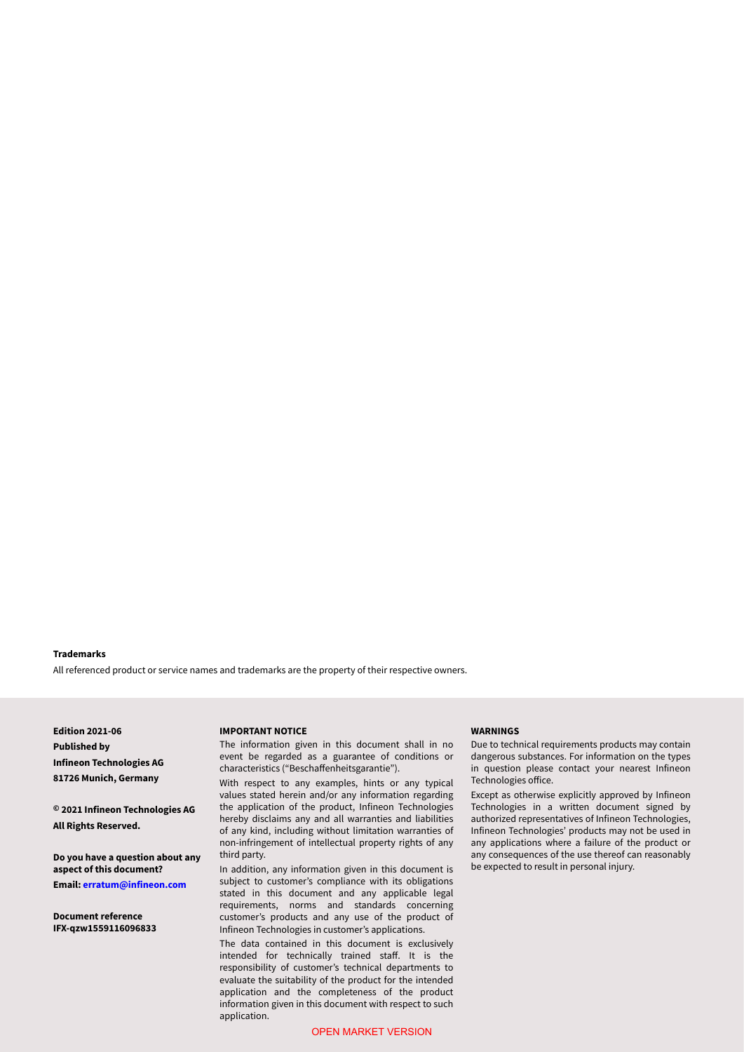**Trademarks**

All referenced product or service names and trademarks are the property of their respective owners.

**Edition 2021-06**
**Published by**
**Infineon Technologies AG**
**81726 Munich, Germany**

**© 2021 Infineon Technologies AG**
**All Rights Reserved.**

**Do you have a question about any aspect of this document?**
**Email: erratum@infineon.com**

**Document reference**
**IFX-qzw1559116096833**

**IMPORTANT NOTICE**

The information given in this document shall in no event be regarded as a guarantee of conditions or characteristics ("Beschaffenheitsgarantie").

With respect to any examples, hints or any typical values stated herein and/or any information regarding the application of the product, Infineon Technologies hereby disclaims any and all warranties and liabilities of any kind, including without limitation warranties of non-infringement of intellectual property rights of any third party.

In addition, any information given in this document is subject to customer's compliance with its obligations stated in this document and any applicable legal requirements, norms and standards concerning customer's products and any use of the product of Infineon Technologies in customer's applications.

The data contained in this document is exclusively intended for technically trained staff. It is the responsibility of customer's technical departments to evaluate the suitability of the product for the intended application and the completeness of the product information given in this document with respect to such application.

**WARNINGS**

Due to technical requirements products may contain dangerous substances. For information on the types in question please contact your nearest Infineon Technologies office.

Except as otherwise explicitly approved by Infineon Technologies in a written document signed by authorized representatives of Infineon Technologies, Infineon Technologies' products may not be used in any applications where a failure of the product or any consequences of the use thereof can reasonably be expected to result in personal injury.

OPEN MARKET VERSION